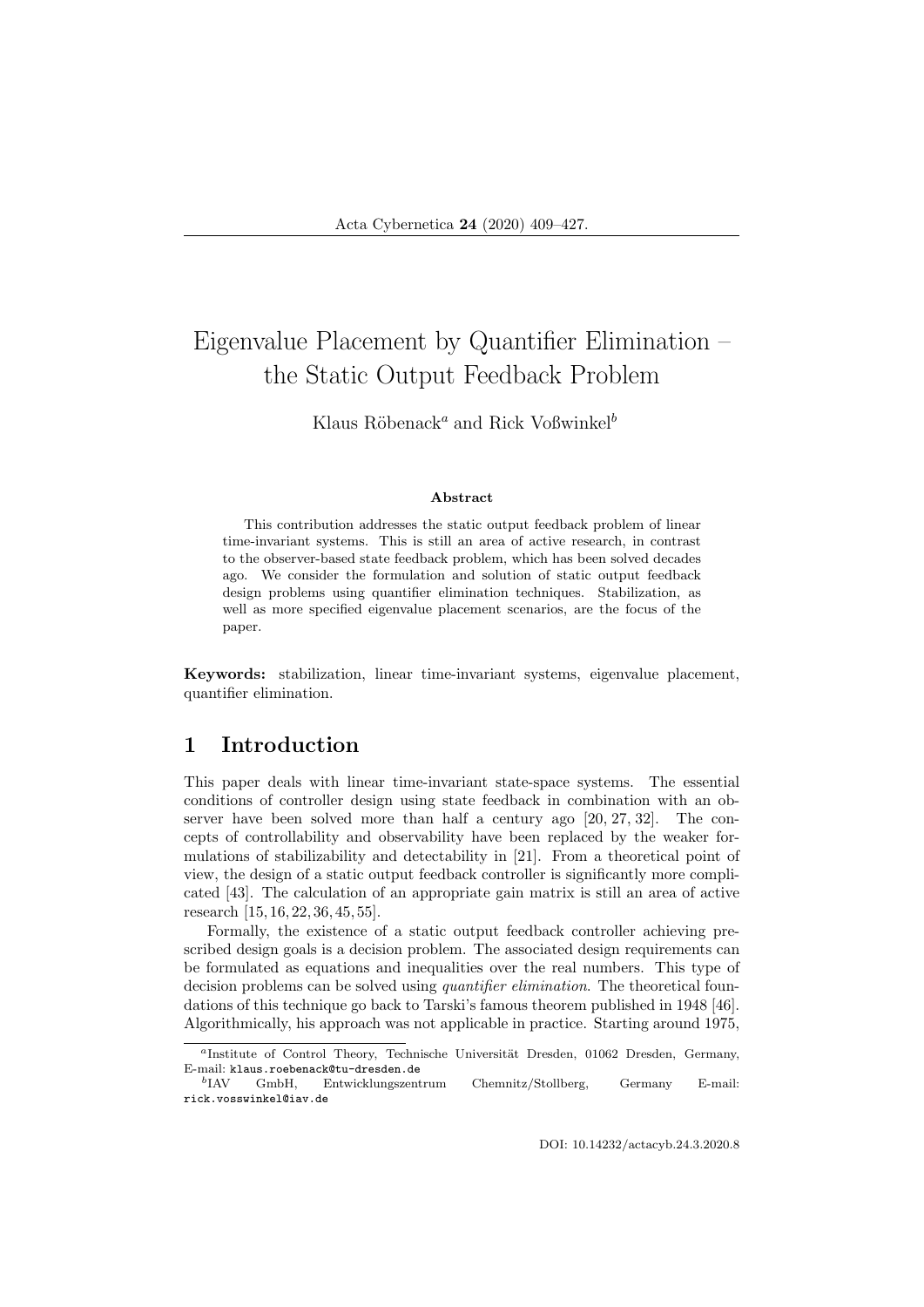# Eigenvalue Placement by Quantifier Elimination – the Static Output Feedback Problem

Klaus Röbenack[a] and Rick Voßwinkel[b]

### Abstract

This contribution addresses the static output feedback problem of linear time-invariant systems. This is still an area of active research, in contrast to the observer-based state feedback problem, which has been solved decades ago. We consider the formulation and solution of static output feedback design problems using quantifier elimination techniques. Stabilization, as well as more specified eigenvalue placement scenarios, are the focus of the paper.

**Keywords:** stabilization, linear time-invariant systems, eigenvalue placement, quantifier elimination.

## 1 Introduction

This paper deals with linear time-invariant state-space systems. The essential conditions of controller design using state feedback in combination with an observer have been solved more than half a century ago [20, 27, 32]. The concepts of controllability and observability have been replaced by the weaker formulations of stabilizability and detectability in [21]. From a theoretical point of view, the design of a static output feedback controller is significantly more complicated [43]. The calculation of an appropriate gain matrix is still an area of active research [15, 16, 22, 36, 45, 55].

Formally, the existence of a static output feedback controller achieving prescribed design goals is a decision problem. The associated design requirements can be formulated as equations and inequalities over the real numbers. This type of decision problems can be solved using *quantifier elimination*. The theoretical foundations of this technique go back to Tarski's famous theorem published in 1948 [46]. Algorithmically, his approach was not applicable in practice. Starting around 1975,

[a]Institute of Control Theory, Technische Universität Dresden, 01062 Dresden, Germany, E-mail: klaus.roebenack@tu-dresden.de

[b]IAV GmbH, Entwicklungszentrum Chemnitz/Stollberg, Germany E-mail: rick.vosswinkel@iav.de

DOI: 10.14232/actacyb.24.3.2020.8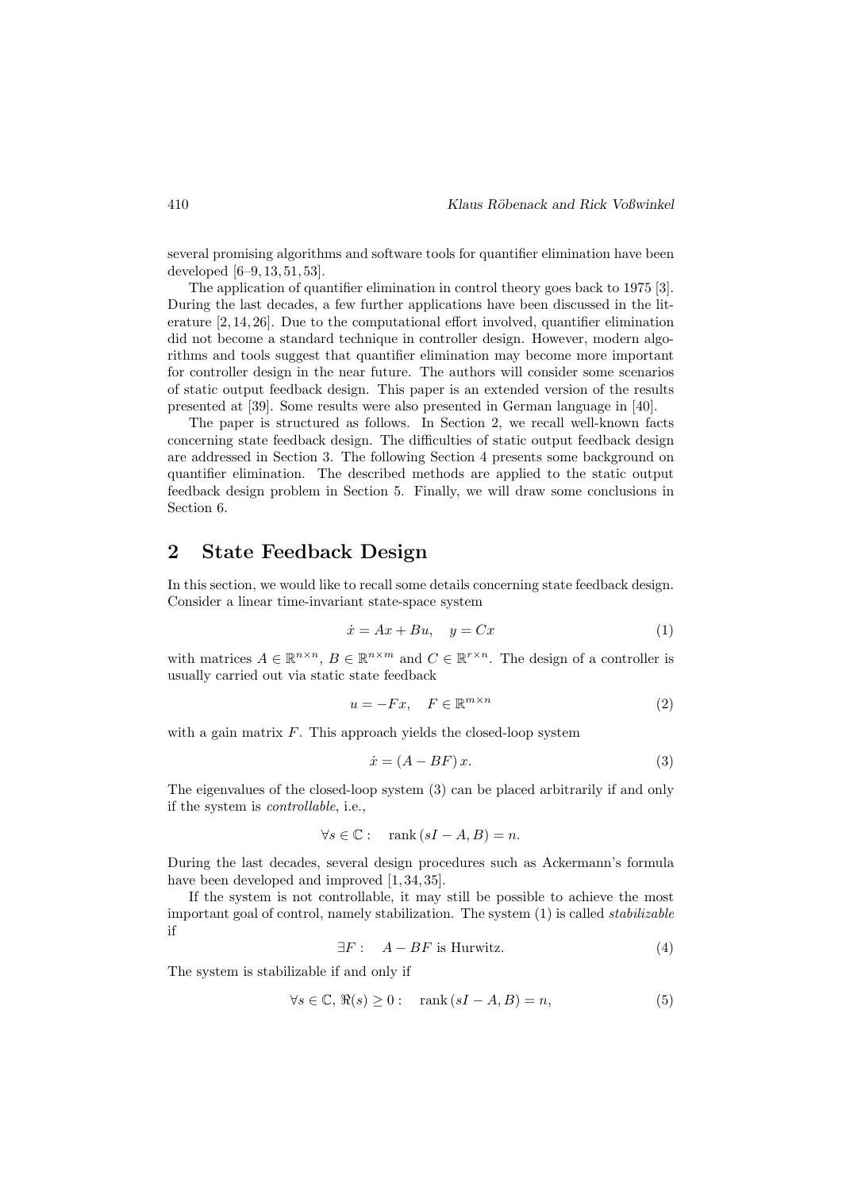several promising algorithms and software tools for quantifier elimination have been developed [6–9, 13, 51, 53].

The application of quantifier elimination in control theory goes back to 1975 [3]. During the last decades, a few further applications have been discussed in the literature [2, 14, 26]. Due to the computational effort involved, quantifier elimination did not become a standard technique in controller design. However, modern algorithms and tools suggest that quantifier elimination may become more important for controller design in the near future. The authors will consider some scenarios of static output feedback design. This paper is an extended version of the results presented at [39]. Some results were also presented in German language in [40].

The paper is structured as follows. In Section 2, we recall well-known facts concerning state feedback design. The difficulties of static output feedback design are addressed in Section 3. The following Section 4 presents some background on quantifier elimination. The described methods are applied to the static output feedback design problem in Section 5. Finally, we will draw some conclusions in Section 6.

## 2 State Feedback Design

In this section, we would like to recall some details concerning state feedback design. Consider a linear time-invariant state-space system

$$\dot{x} = Ax + Bu, \quad y = Cx \tag{1}$$

with matrices $A \in \mathbb{R}^{n \times n}$, $B \in \mathbb{R}^{n \times m}$ and $C \in \mathbb{R}^{r \times n}$. The design of a controller is usually carried out via static state feedback

$$u = -Fx, \quad F \in \mathbb{R}^{m \times n} \tag{2}$$

with a gain matrix $F$. This approach yields the closed-loop system

$$\dot{x} = (A - BF)\, x. \tag{3}$$

The eigenvalues of the closed-loop system (3) can be placed arbitrarily if and only if the system is *controllable*, i.e.,

$$\forall s \in \mathbb{C} : \quad \operatorname{rank}(sI - A, B) = n.$$

During the last decades, several design procedures such as Ackermann's formula have been developed and improved [1, 34, 35].

If the system is not controllable, it may still be possible to achieve the most important goal of control, namely stabilization. The system (1) is called *stabilizable* if

$$\exists F : \quad A - BF \text{ is Hurwitz.} \tag{4}$$

The system is stabilizable if and only if

$$\forall s \in \mathbb{C},\, \Re(s) \geq 0 : \quad \operatorname{rank}(sI - A, B) = n, \tag{5}$$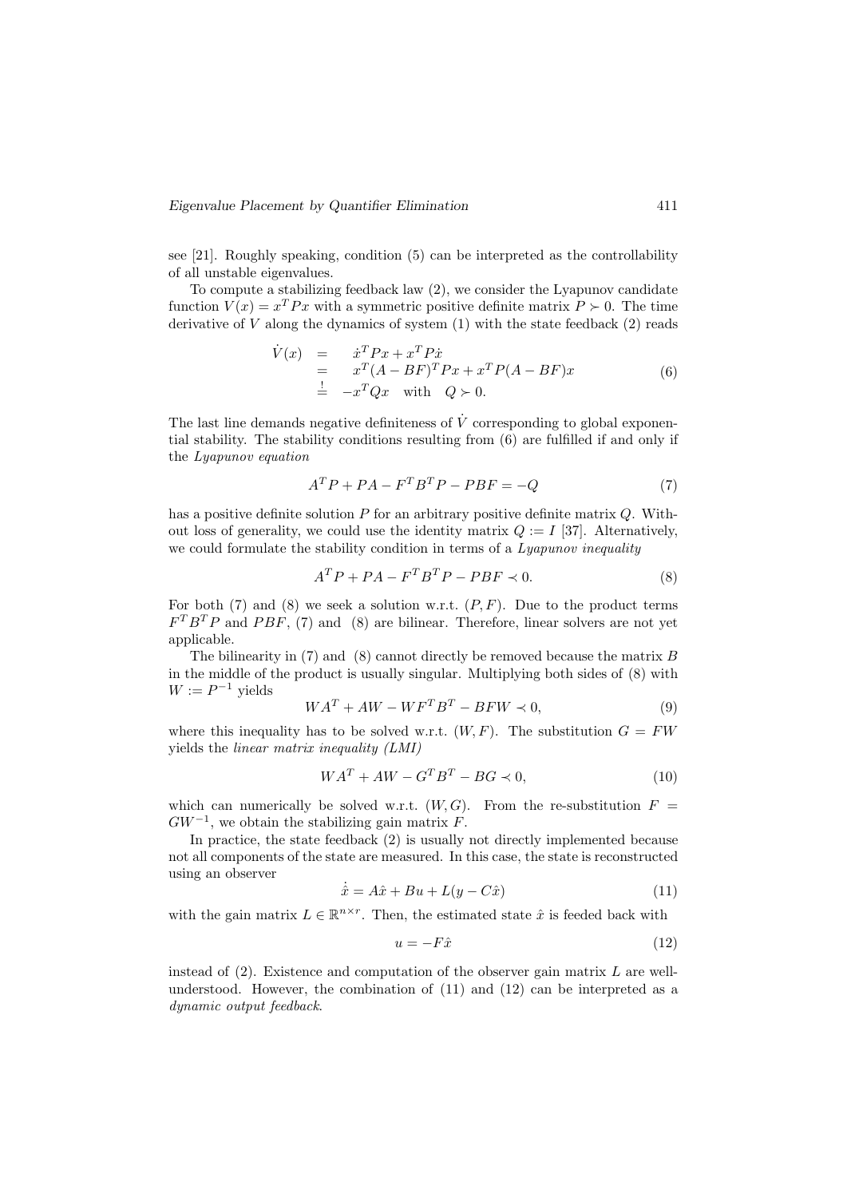see [21]. Roughly speaking, condition (5) can be interpreted as the controllability of all unstable eigenvalues.

To compute a stabilizing feedback law (2), we consider the Lyapunov candidate function $V(x) = x^T P x$ with a symmetric positive definite matrix $P \succ 0$. The time derivative of $V$ along the dynamics of system (1) with the state feedback (2) reads

$$\begin{aligned} \dot{V}(x) &= \dot{x}^T P x + x^T P \dot{x} \\ &= x^T (A - BF)^T P x + x^T P (A - BF) x \\ &\overset{!}{=} -x^T Q x \quad \text{with} \quad Q \succ 0. \end{aligned} \tag{6}$$

The last line demands negative definiteness of $\dot{V}$ corresponding to global exponential stability. The stability conditions resulting from (6) are fulfilled if and only if the *Lyapunov equation*

$$A^T P + PA - F^T B^T P - PBF = -Q \tag{7}$$

has a positive definite solution $P$ for an arbitrary positive definite matrix $Q$. Without loss of generality, we could use the identity matrix $Q := I$ [37]. Alternatively, we could formulate the stability condition in terms of a *Lyapunov inequality*

$$A^T P + PA - F^T B^T P - PBF \prec 0. \tag{8}$$

For both (7) and (8) we seek a solution w.r.t. $(P, F)$. Due to the product terms $F^T B^T P$ and $PBF$, (7) and (8) are bilinear. Therefore, linear solvers are not yet applicable.

The bilinearity in (7) and (8) cannot directly be removed because the matrix $B$ in the middle of the product is usually singular. Multiplying both sides of (8) with $W := P^{-1}$ yields

$$WA^T + AW - WF^T B^T - BFW \prec 0, \tag{9}$$

where this inequality has to be solved w.r.t. $(W, F)$. The substitution $G = FW$ yields the *linear matrix inequality (LMI)*

$$WA^T + AW - G^T B^T - BG \prec 0, \tag{10}$$

which can numerically be solved w.r.t. $(W, G)$. From the re-substitution $F = GW^{-1}$, we obtain the stabilizing gain matrix $F$.

In practice, the state feedback (2) is usually not directly implemented because not all components of the state are measured. In this case, the state is reconstructed using an observer

$$\dot{\hat{x}} = A\hat{x} + Bu + L(y - C\hat{x}) \tag{11}$$

with the gain matrix $L \in \mathbb{R}^{n \times r}$. Then, the estimated state $\hat{x}$ is feeded back with

$$u = -F\hat{x} \tag{12}$$

instead of (2). Existence and computation of the observer gain matrix $L$ are well-understood. However, the combination of (11) and (12) can be interpreted as a *dynamic output feedback*.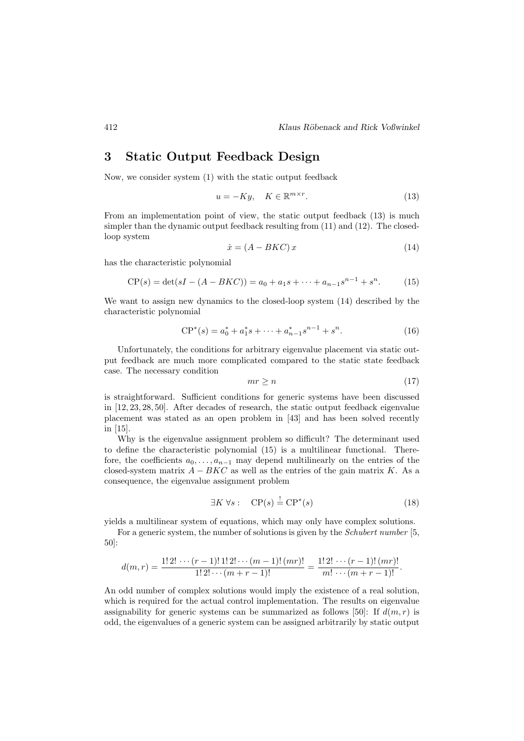## 3 Static Output Feedback Design

Now, we consider system (1) with the static output feedback

$$u = -Ky, \quad K \in \mathbb{R}^{m \times r}. \tag{13}$$

From an implementation point of view, the static output feedback (13) is much simpler than the dynamic output feedback resulting from (11) and (12). The closed-loop system

$$\dot{x} = (A - BKC)\, x \tag{14}$$

has the characteristic polynomial

$$\mathrm{CP}(s) = \det(sI - (A - BKC)) = a_0 + a_1 s + \cdots + a_{n-1} s^{n-1} + s^n. \tag{15}$$

We want to assign new dynamics to the closed-loop system (14) described by the characteristic polynomial

$$\mathrm{CP}^*(s) = a_0^* + a_1^* s + \cdots + a_{n-1}^* s^{n-1} + s^n. \tag{16}$$

Unfortunately, the conditions for arbitrary eigenvalue placement via static output feedback are much more complicated compared to the static state feedback case. The necessary condition

$$mr \geq n \tag{17}$$

is straightforward. Sufficient conditions for generic systems have been discussed in [12, 23, 28, 50]. After decades of research, the static output feedback eigenvalue placement was stated as an open problem in [43] and has been solved recently in [15].

Why is the eigenvalue assignment problem so difficult? The determinant used to define the characteristic polynomial (15) is a multilinear functional. Therefore, the coefficients $a_0, \ldots, a_{n-1}$ may depend multilinearly on the entries of the closed-system matrix $A - BKC$ as well as the entries of the gain matrix $K$. As a consequence, the eigenvalue assignment problem

$$\exists K \; \forall s: \quad \mathrm{CP}(s) \stackrel{!}{=} \mathrm{CP}^*(s) \tag{18}$$

yields a multilinear system of equations, which may only have complex solutions.

For a generic system, the number of solutions is given by the *Schubert number* [5, 50]:

$$d(m,r) = \frac{1!\,2!\,\cdots(r-1)!\,1!\,2!\cdots(m-1)!\,(mr)!}{1!\,2!\cdots(m+r-1)!} = \frac{1!\,2!\,\cdots(r-1)!\,(mr)!}{m!\,\cdots(m+r-1)!}.$$

An odd number of complex solutions would imply the existence of a real solution, which is required for the actual control implementation. The results on eigenvalue assignability for generic systems can be summarized as follows [50]: If $d(m,r)$ is odd, the eigenvalues of a generic system can be assigned arbitrarily by static output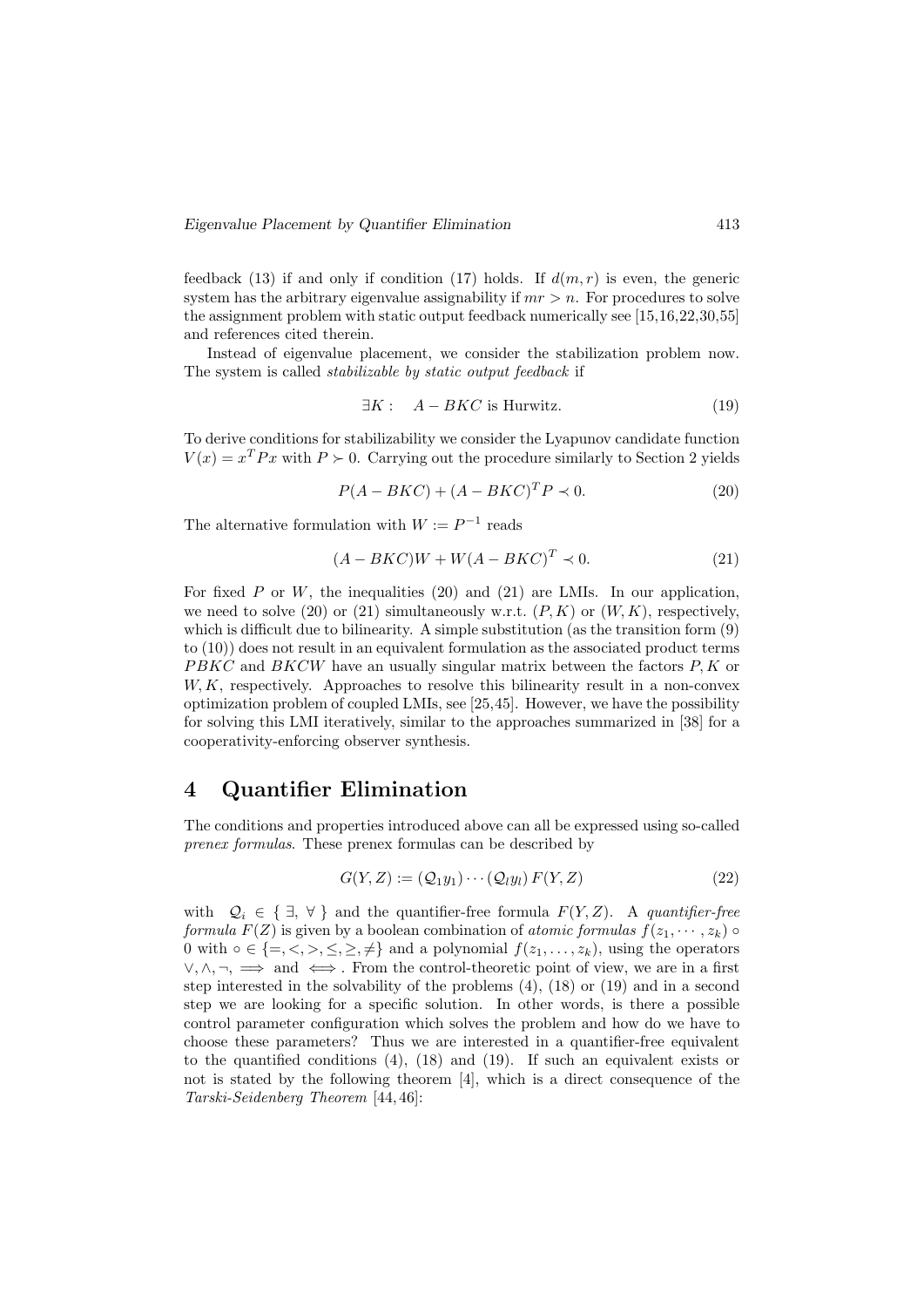feedback (13) if and only if condition (17) holds. If $d(m, r)$ is even, the generic system has the arbitrary eigenvalue assignability if $mr > n$. For procedures to solve the assignment problem with static output feedback numerically see [15,16,22,30,55] and references cited therein.

Instead of eigenvalue placement, we consider the stabilization problem now. The system is called *stabilizable by static output feedback* if

$$\exists K: \quad A - BKC \text{ is Hurwitz.} \tag{19}$$

To derive conditions for stabilizability we consider the Lyapunov candidate function $V(x) = x^T P x$ with $P \succ 0$. Carrying out the procedure similarly to Section 2 yields

$$P(A - BKC) + (A - BKC)^T P \prec 0. \tag{20}$$

The alternative formulation with $W := P^{-1}$ reads

$$(A - BKC)W + W(A - BKC)^T \prec 0. \tag{21}$$

For fixed $P$ or $W$, the inequalities (20) and (21) are LMIs. In our application, we need to solve (20) or (21) simultaneously w.r.t. $(P, K)$ or $(W, K)$, respectively, which is difficult due to bilinearity. A simple substitution (as the transition form (9) to (10)) does not result in an equivalent formulation as the associated product terms $PBKC$ and $BKCW$ have an usually singular matrix between the factors $P, K$ or $W, K$, respectively. Approaches to resolve this bilinearity result in a non-convex optimization problem of coupled LMIs, see [25,45]. However, we have the possibility for solving this LMI iteratively, similar to the approaches summarized in [38] for a cooperativity-enforcing observer synthesis.

## 4 Quantifier Elimination

The conditions and properties introduced above can all be expressed using so-called *prenex formulas*. These prenex formulas can be described by

$$G(Y, Z) := (\mathcal{Q}_1 y_1) \cdots (\mathcal{Q}_l y_l)\, F(Y, Z) \tag{22}$$

with $\mathcal{Q}_i \in \{\exists, \forall\}$ and the quantifier-free formula $F(Y, Z)$. A *quantifier-free formula* $F(Z)$ is given by a boolean combination of *atomic formulas* $f(z_1, \cdots, z_k) \circ 0$ with $\circ \in \{=, <, >, \leq, \geq, \neq\}$ and a polynomial $f(z_1, \ldots, z_k)$, using the operators $\vee, \wedge, \neg, \implies$ and $\iff$. From the control-theoretic point of view, we are in a first step interested in the solvability of the problems (4), (18) or (19) and in a second step we are looking for a specific solution. In other words, is there a possible control parameter configuration which solves the problem and how do we have to choose these parameters? Thus we are interested in a quantifier-free equivalent to the quantified conditions (4), (18) and (19). If such an equivalent exists or not is stated by the following theorem [4], which is a direct consequence of the *Tarski-Seidenberg Theorem* [44,46]: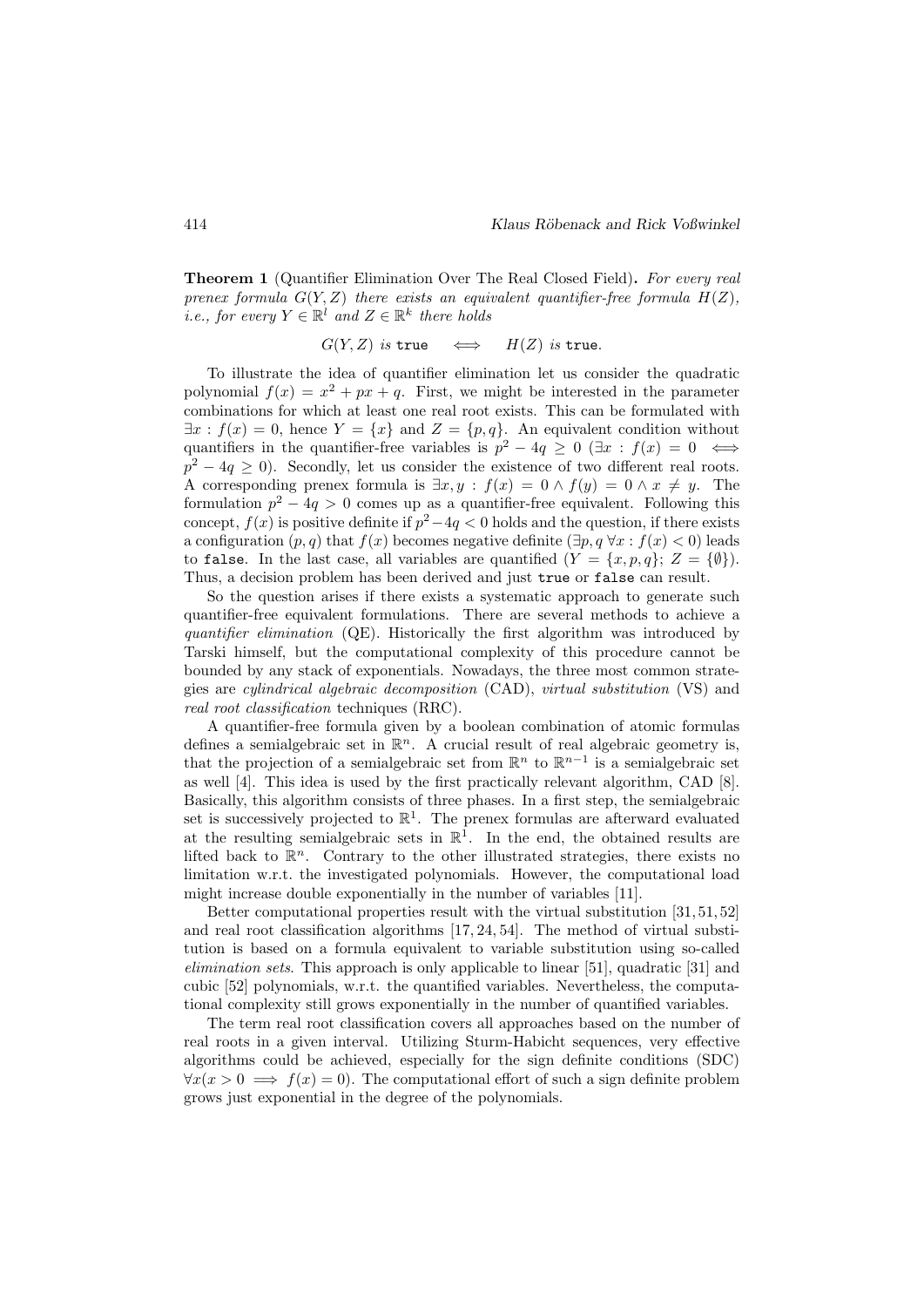**Theorem 1** (Quantifier Elimination Over The Real Closed Field)**.** *For every real prenex formula $G(Y, Z)$ there exists an equivalent quantifier-free formula $H(Z)$, i.e., for every $Y \in \mathbb{R}^l$ and $Z \in \mathbb{R}^k$ there holds*

$$G(Y, Z) \text{ is } \texttt{true} \quad \Longleftrightarrow \quad H(Z) \text{ is } \texttt{true}.$$

To illustrate the idea of quantifier elimination let us consider the quadratic polynomial $f(x) = x^2 + px + q$. First, we might be interested in the parameter combinations for which at least one real root exists. This can be formulated with $\exists x : f(x) = 0$, hence $Y = \{x\}$ and $Z = \{p, q\}$. An equivalent condition without quantifiers in the quantifier-free variables is $p^2 - 4q \geq 0$ ($\exists x : f(x) = 0 \iff p^2 - 4q \geq 0$). Secondly, let us consider the existence of two different real roots. A corresponding prenex formula is $\exists x, y : f(x) = 0 \wedge f(y) = 0 \wedge x \neq y$. The formulation $p^2 - 4q > 0$ comes up as a quantifier-free equivalent. Following this concept, $f(x)$ is positive definite if $p^2 - 4q < 0$ holds and the question, if there exists a configuration $(p, q)$ that $f(x)$ becomes negative definite ($\exists p, q \, \forall x : f(x) < 0$) leads to `false`. In the last case, all variables are quantified ($Y = \{x, p, q\}$; $Z = \{\emptyset\}$). Thus, a decision problem has been derived and just `true` or `false` can result.

So the question arises if there exists a systematic approach to generate such quantifier-free equivalent formulations. There are several methods to achieve a *quantifier elimination* (QE). Historically the first algorithm was introduced by Tarski himself, but the computational complexity of this procedure cannot be bounded by any stack of exponentials. Nowadays, the three most common strategies are *cylindrical algebraic decomposition* (CAD), *virtual substitution* (VS) and *real root classification* techniques (RRC).

A quantifier-free formula given by a boolean combination of atomic formulas defines a semialgebraic set in $\mathbb{R}^n$. A crucial result of real algebraic geometry is, that the projection of a semialgebraic set from $\mathbb{R}^n$ to $\mathbb{R}^{n-1}$ is a semialgebraic set as well [4]. This idea is used by the first practically relevant algorithm, CAD [8]. Basically, this algorithm consists of three phases. In a first step, the semialgebraic set is successively projected to $\mathbb{R}^1$. The prenex formulas are afterward evaluated at the resulting semialgebraic sets in $\mathbb{R}^1$. In the end, the obtained results are lifted back to $\mathbb{R}^n$. Contrary to the other illustrated strategies, there exists no limitation w.r.t. the investigated polynomials. However, the computational load might increase double exponentially in the number of variables [11].

Better computational properties result with the virtual substitution [31, 51, 52] and real root classification algorithms [17, 24, 54]. The method of virtual substitution is based on a formula equivalent to variable substitution using so-called *elimination sets*. This approach is only applicable to linear [51], quadratic [31] and cubic [52] polynomials, w.r.t. the quantified variables. Nevertheless, the computational complexity still grows exponentially in the number of quantified variables.

The term real root classification covers all approaches based on the number of real roots in a given interval. Utilizing Sturm-Habicht sequences, very effective algorithms could be achieved, especially for the sign definite conditions (SDC) $\forall x (x > 0 \implies f(x) = 0)$. The computational effort of such a sign definite problem grows just exponential in the degree of the polynomials.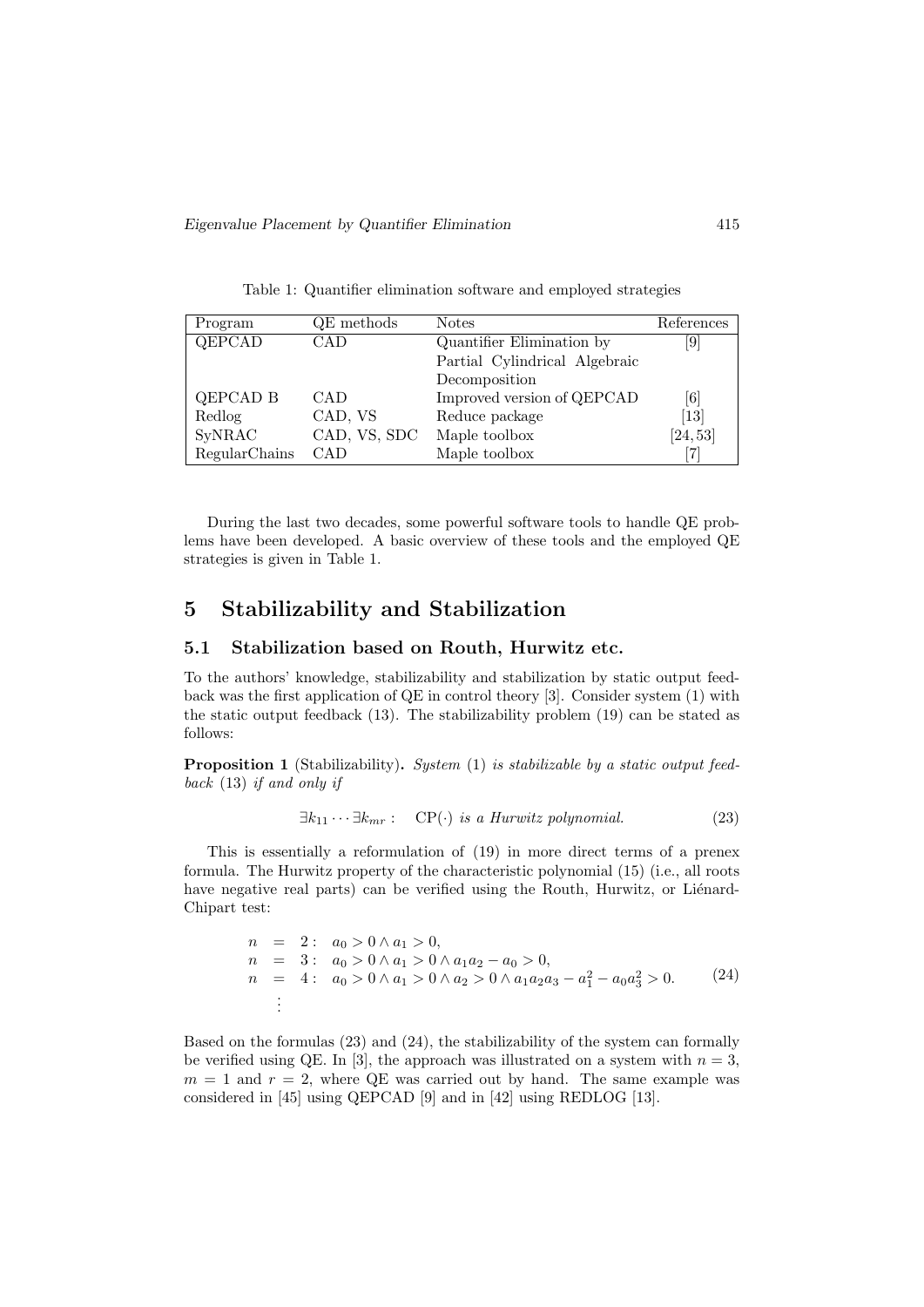Table 1: Quantifier elimination software and employed strategies

| Program | QE methods | Notes | References |
|---|---|---|---|
| QEPCAD | CAD | Quantifier Elimination by Partial Cylindrical Algebraic Decomposition | [9] |
| QEPCAD B | CAD | Improved version of QEPCAD | [6] |
| Redlog | CAD, VS | Reduce package | [13] |
| SyNRAC | CAD, VS, SDC | Maple toolbox | [24, 53] |
| RegularChains | CAD | Maple toolbox | [7] |

During the last two decades, some powerful software tools to handle QE problems have been developed. A basic overview of these tools and the employed QE strategies is given in Table 1.

# 5 Stabilizability and Stabilization

## 5.1 Stabilization based on Routh, Hurwitz etc.

To the authors' knowledge, stabilizability and stabilization by static output feedback was the first application of QE in control theory [3]. Consider system (1) with the static output feedback (13). The stabilizability problem (19) can be stated as follows:

**Proposition 1** (Stabilizability)**.** *System* (1) *is stabilizable by a static output feedback* (13) *if and only if*

$$\exists k_{11} \cdots \exists k_{mr} : \quad \mathrm{CP}(\cdot) \text{ is a Hurwitz polynomial.} \tag{23}$$

This is essentially a reformulation of (19) in more direct terms of a prenex formula. The Hurwitz property of the characteristic polynomial (15) (i.e., all roots have negative real parts) can be verified using the Routh, Hurwitz, or Liénard-Chipart test:

$$\begin{aligned}
n &= 2: \quad a_0 > 0 \wedge a_1 > 0, \\
n &= 3: \quad a_0 > 0 \wedge a_1 > 0 \wedge a_1 a_2 - a_0 > 0, \\
n &= 4: \quad a_0 > 0 \wedge a_1 > 0 \wedge a_2 > 0 \wedge a_1 a_2 a_3 - a_1^2 - a_0 a_3^2 > 0. \\
&\;\;\vdots
\end{aligned} \tag{24}$$

Based on the formulas (23) and (24), the stabilizability of the system can formally be verified using QE. In [3], the approach was illustrated on a system with $n = 3$, $m = 1$ and $r = 2$, where QE was carried out by hand. The same example was considered in [45] using QEPCAD [9] and in [42] using REDLOG [13].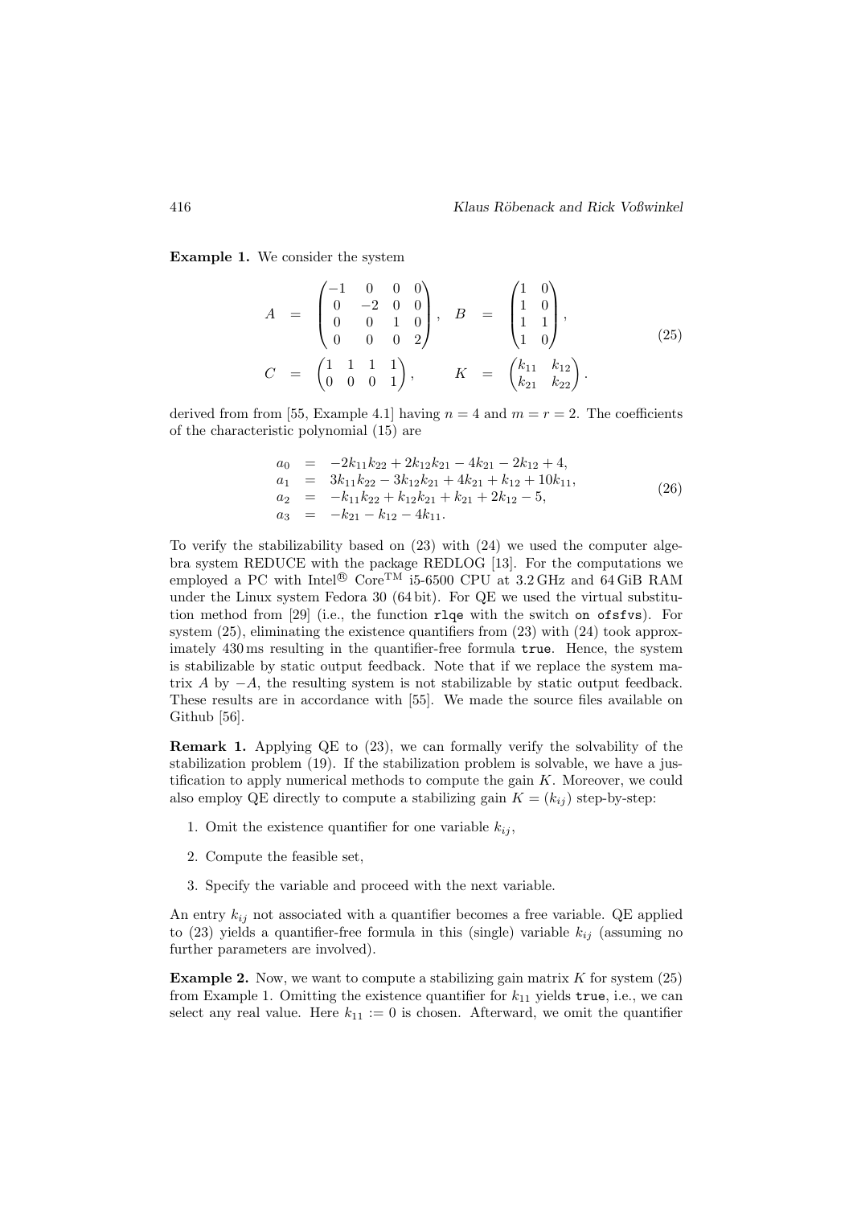**Example 1.** We consider the system

$$
\begin{array}{rclrcl}
A & = & \begin{pmatrix} -1 & 0 & 0 & 0 \\ 0 & -2 & 0 & 0 \\ 0 & 0 & 1 & 0 \\ 0 & 0 & 0 & 2 \end{pmatrix}, & B & = & \begin{pmatrix} 1 & 0 \\ 1 & 0 \\ 1 & 1 \\ 1 & 0 \end{pmatrix}, \\
C & = & \begin{pmatrix} 1 & 1 & 1 & 1 \\ 0 & 0 & 0 & 1 \end{pmatrix}, & K & = & \begin{pmatrix} k_{11} & k_{12} \\ k_{21} & k_{22} \end{pmatrix}.
\end{array}
\tag{25}
$$

derived from from [55, Example 4.1] having $n = 4$ and $m = r = 2$. The coefficients of the characteristic polynomial (15) are

$$
\begin{array}{rcl}
a_0 & = & -2k_{11}k_{22} + 2k_{12}k_{21} - 4k_{21} - 2k_{12} + 4, \\
a_1 & = & 3k_{11}k_{22} - 3k_{12}k_{21} + 4k_{21} + k_{12} + 10k_{11}, \\
a_2 & = & -k_{11}k_{22} + k_{12}k_{21} + k_{21} + 2k_{12} - 5, \\
a_3 & = & -k_{21} - k_{12} - 4k_{11}.
\end{array}
\tag{26}
$$

To verify the stabilizability based on (23) with (24) we used the computer algebra system REDUCE with the package REDLOG [13]. For the computations we employed a PC with Intel® Core™ i5-6500 CPU at 3.2 GHz and 64 GiB RAM under the Linux system Fedora 30 (64 bit). For QE we used the virtual substitution method from [29] (i.e., the function `rlqe` with the switch `on ofsfvs`). For system (25), eliminating the existence quantifiers from (23) with (24) took approximately 430 ms resulting in the quantifier-free formula `true`. Hence, the system is stabilizable by static output feedback. Note that if we replace the system matrix $A$ by $-A$, the resulting system is not stabilizable by static output feedback. These results are in accordance with [55]. We made the source files available on Github [56].

**Remark 1.** Applying QE to (23), we can formally verify the solvability of the stabilization problem (19). If the stabilization problem is solvable, we have a justification to apply numerical methods to compute the gain $K$. Moreover, we could also employ QE directly to compute a stabilizing gain $K = (k_{ij})$ step-by-step:

1. Omit the existence quantifier for one variable $k_{ij}$,
2. Compute the feasible set,
3. Specify the variable and proceed with the next variable.

An entry $k_{ij}$ not associated with a quantifier becomes a free variable. QE applied to (23) yields a quantifier-free formula in this (single) variable $k_{ij}$ (assuming no further parameters are involved).

**Example 2.** Now, we want to compute a stabilizing gain matrix $K$ for system (25) from Example 1. Omitting the existence quantifier for $k_{11}$ yields `true`, i.e., we can select any real value. Here $k_{11} := 0$ is chosen. Afterward, we omit the quantifier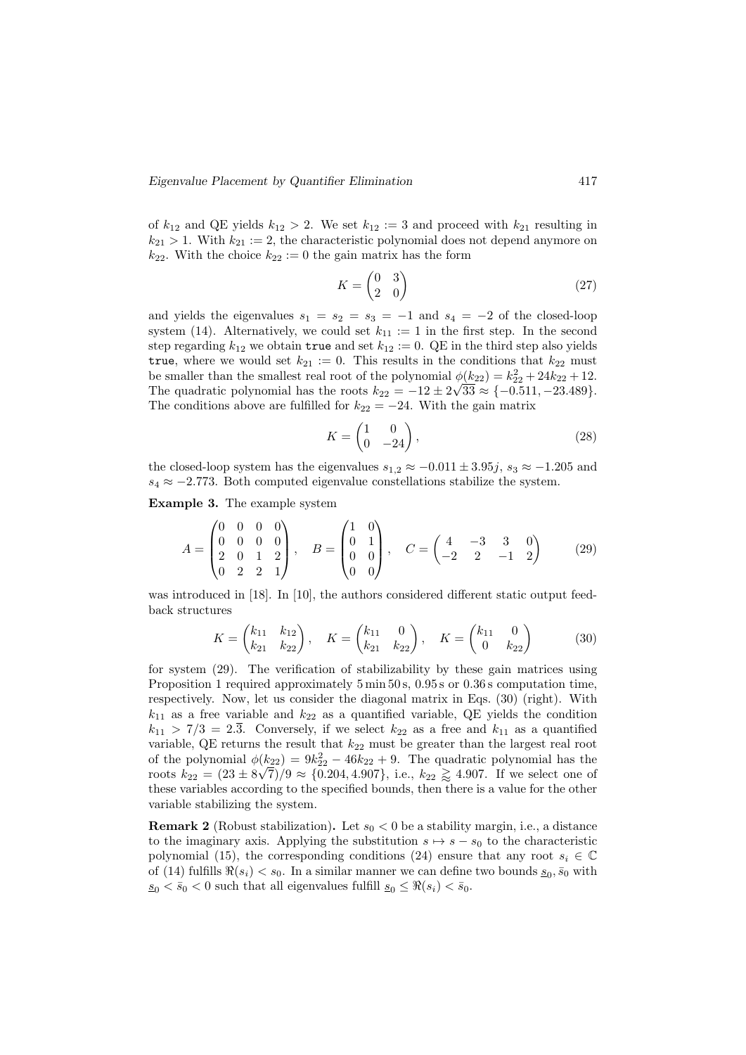of $k_{12}$ and QE yields $k_{12} > 2$. We set $k_{12} := 3$ and proceed with $k_{21}$ resulting in $k_{21} > 1$. With $k_{21} := 2$, the characteristic polynomial does not depend anymore on $k_{22}$. With the choice $k_{22} := 0$ the gain matrix has the form

$$K = \begin{pmatrix} 0 & 3 \\ 2 & 0 \end{pmatrix} \tag{27}$$

and yields the eigenvalues $s_1 = s_2 = s_3 = -1$ and $s_4 = -2$ of the closed-loop system (14). Alternatively, we could set $k_{11} := 1$ in the first step. In the second step regarding $k_{12}$ we obtain `true` and set $k_{12} := 0$. QE in the third step also yields `true`, where we would set $k_{21} := 0$. This results in the conditions that $k_{22}$ must be smaller than the smallest real root of the polynomial $\phi(k_{22}) = k_{22}^2 + 24k_{22} + 12$. The quadratic polynomial has the roots $k_{22} = -12 \pm 2\sqrt{33} \approx \{-0.511, -23.489\}$. The conditions above are fulfilled for $k_{22} = -24$. With the gain matrix

$$K = \begin{pmatrix} 1 & 0 \\ 0 & -24 \end{pmatrix}, \tag{28}$$

the closed-loop system has the eigenvalues $s_{1,2} \approx -0.011 \pm 3.95j$, $s_3 \approx -1.205$ and $s_4 \approx -2.773$. Both computed eigenvalue constellations stabilize the system.

**Example 3.** The example system

$$A = \begin{pmatrix} 0 & 0 & 0 & 0 \\ 0 & 0 & 0 & 0 \\ 2 & 0 & 1 & 2 \\ 0 & 2 & 2 & 1 \end{pmatrix}, \quad B = \begin{pmatrix} 1 & 0 \\ 0 & 1 \\ 0 & 0 \\ 0 & 0 \end{pmatrix}, \quad C = \begin{pmatrix} 4 & -3 & 3 & 0 \\ -2 & 2 & -1 & 2 \end{pmatrix} \tag{29}$$

was introduced in [18]. In [10], the authors considered different static output feedback structures

$$K = \begin{pmatrix} k_{11} & k_{12} \\ k_{21} & k_{22} \end{pmatrix}, \quad K = \begin{pmatrix} k_{11} & 0 \\ k_{21} & k_{22} \end{pmatrix}, \quad K = \begin{pmatrix} k_{11} & 0 \\ 0 & k_{22} \end{pmatrix} \tag{30}$$

for system (29). The verification of stabilizability by these gain matrices using Proposition 1 required approximately 5 min 50 s, 0.95 s or 0.36 s computation time, respectively. Now, let us consider the diagonal matrix in Eqs. (30) (right). With $k_{11}$ as a free variable and $k_{22}$ as a quantified variable, QE yields the condition $k_{11} > 7/3 = 2.\overline{3}$. Conversely, if we select $k_{22}$ as a free and $k_{11}$ as a quantified variable, QE returns the result that $k_{22}$ must be greater than the largest real root of the polynomial $\phi(k_{22}) = 9k_{22}^2 - 46k_{22} + 9$. The quadratic polynomial has the roots $k_{22} = (23 \pm 8\sqrt{7})/9 \approx \{0.204, 4.907\}$, i.e., $k_{22} \gtrapprox 4.907$. If we select one of these variables according to the specified bounds, then there is a value for the other variable stabilizing the system.

**Remark 2** (Robust stabilization)**.** Let $s_0 < 0$ be a stability margin, i.e., a distance to the imaginary axis. Applying the substitution $s \mapsto s - s_0$ to the characteristic polynomial (15), the corresponding conditions (24) ensure that any root $s_i \in \mathbb{C}$ of (14) fulfills $\Re(s_i) < s_0$. In a similar manner we can define two bounds $\underline{s}_0, \bar{s}_0$ with $\underline{s}_0 < \bar{s}_0 < 0$ such that all eigenvalues fulfill $\underline{s}_0 \leq \Re(s_i) < \bar{s}_0$.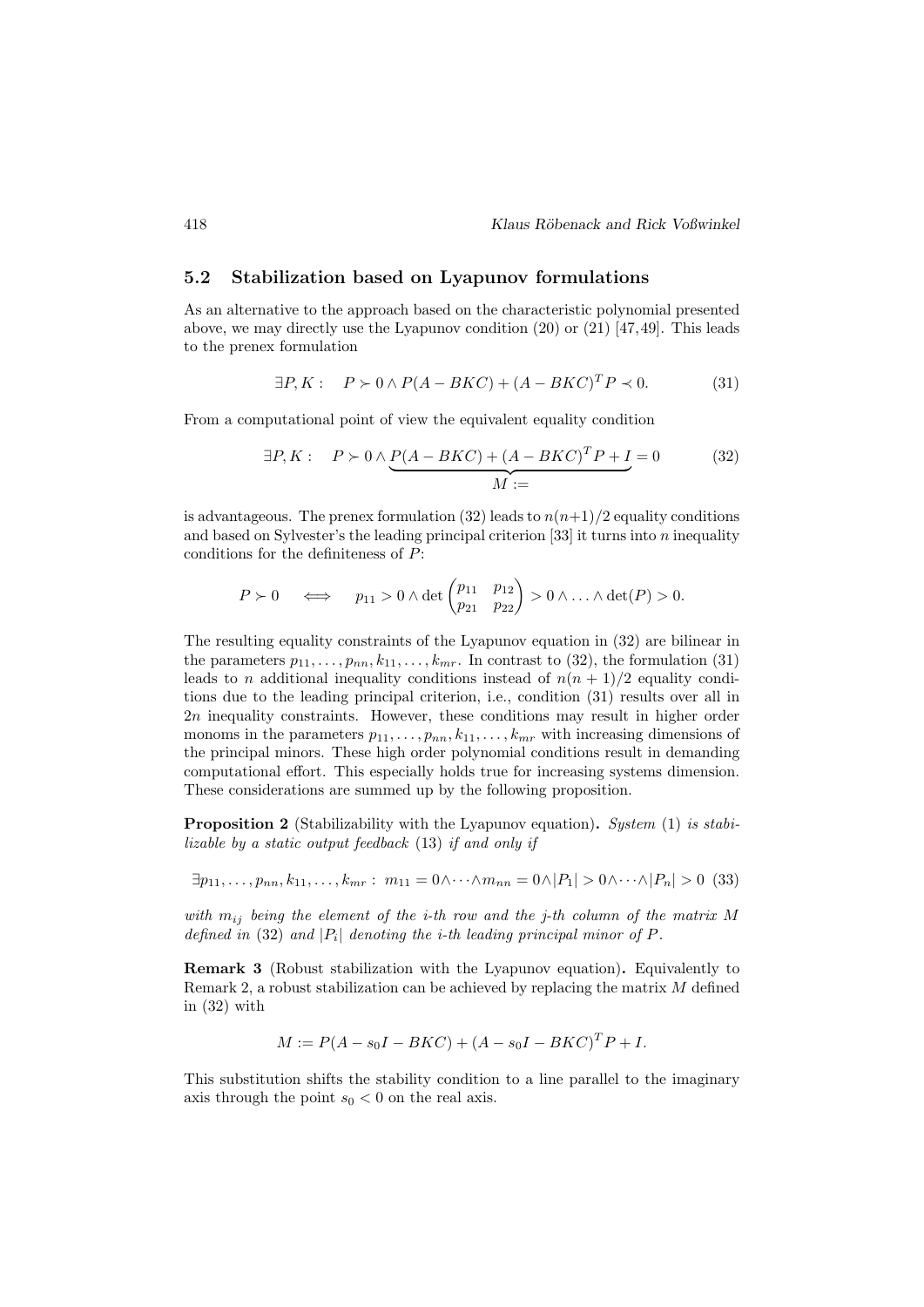### 5.2 Stabilization based on Lyapunov formulations

As an alternative to the approach based on the characteristic polynomial presented above, we may directly use the Lyapunov condition (20) or (21) [47, 49]. This leads to the prenex formulation

$$\exists P, K : \quad P \succ 0 \wedge P(A - BKC) + (A - BKC)^T P \prec 0. \tag{31}$$

From a computational point of view the equivalent equality condition

$$\exists P, K : \quad P \succ 0 \wedge \underbrace{P(A - BKC) + (A - BKC)^T P + I}_{M :=} = 0 \tag{32}$$

is advantageous. The prenex formulation (32) leads to $n(n+1)/2$ equality conditions and based on Sylvester's the leading principal criterion [33] it turns into $n$ inequality conditions for the definiteness of $P$:

$$P \succ 0 \quad \Longleftrightarrow \quad p_{11} > 0 \wedge \det \begin{pmatrix} p_{11} & p_{12} \\ p_{21} & p_{22} \end{pmatrix} > 0 \wedge \ldots \wedge \det(P) > 0.$$

The resulting equality constraints of the Lyapunov equation in (32) are bilinear in the parameters $p_{11}, \ldots, p_{nn}, k_{11}, \ldots, k_{mr}$. In contrast to (32), the formulation (31) leads to $n$ additional inequality conditions instead of $n(n+1)/2$ equality conditions due to the leading principal criterion, i.e., condition (31) results over all in $2n$ inequality constraints. However, these conditions may result in higher order monoms in the parameters $p_{11}, \ldots, p_{nn}, k_{11}, \ldots, k_{mr}$ with increasing dimensions of the principal minors. These high order polynomial conditions result in demanding computational effort. This especially holds true for increasing systems dimension. These considerations are summed up by the following proposition.

**Proposition 2** (Stabilizability with the Lyapunov equation)**.** *System* (1) *is stabilizable by a static output feedback* (13) *if and only if*

$$\exists p_{11}, \ldots, p_{nn}, k_{11}, \ldots, k_{mr} : \; m_{11} = 0 \wedge \cdots \wedge m_{nn} = 0 \wedge |P_1| > 0 \wedge \cdots \wedge |P_n| > 0 \tag{33}$$

*with $m_{ij}$ being the element of the i-th row and the j-th column of the matrix $M$ defined in* (32) *and $|P_i|$ denoting the i-th leading principal minor of $P$.*

**Remark 3** (Robust stabilization with the Lyapunov equation)**.** Equivalently to Remark 2, a robust stabilization can be achieved by replacing the matrix $M$ defined in (32) with

$$M := P(A - s_0 I - BKC) + (A - s_0 I - BKC)^T P + I.$$

This substitution shifts the stability condition to a line parallel to the imaginary axis through the point $s_0 < 0$ on the real axis.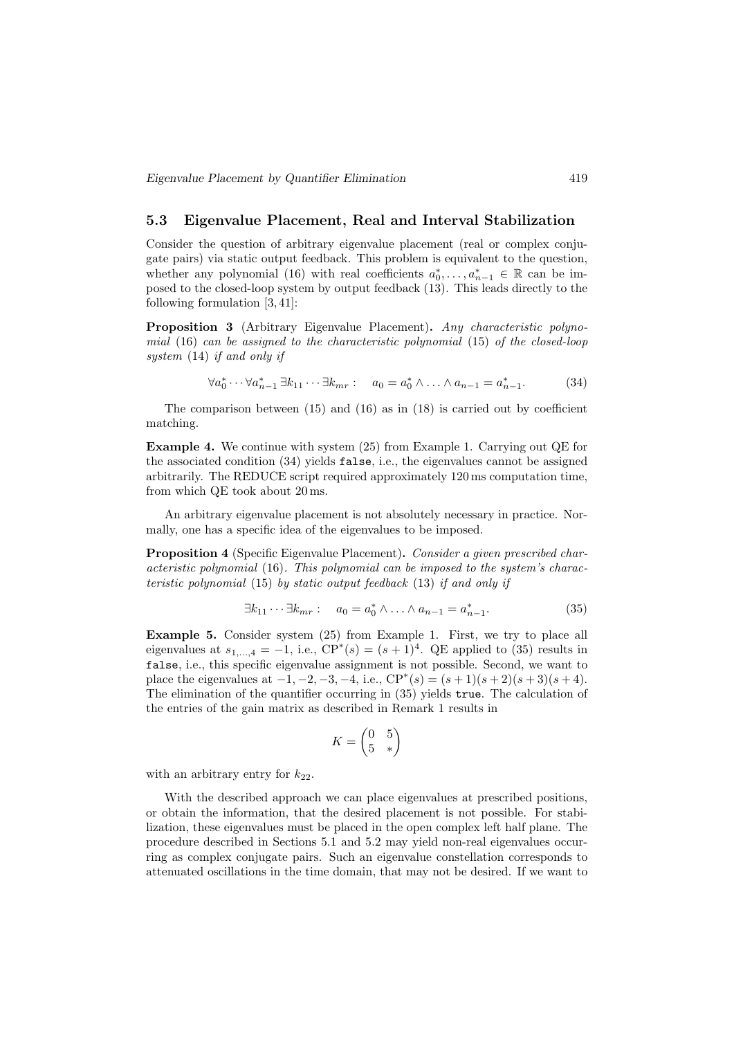### 5.3 Eigenvalue Placement, Real and Interval Stabilization

Consider the question of arbitrary eigenvalue placement (real or complex conjugate pairs) via static output feedback. This problem is equivalent to the question, whether any polynomial (16) with real coefficients $a_0^*, \ldots, a_{n-1}^* \in \mathbb{R}$ can be imposed to the closed-loop system by output feedback (13). This leads directly to the following formulation [3, 41]:

**Proposition 3** (Arbitrary Eigenvalue Placement)**.** *Any characteristic polynomial* (16) *can be assigned to the characteristic polynomial* (15) *of the closed-loop system* (14) *if and only if*

$$\forall a_0^* \cdots \forall a_{n-1}^* \, \exists k_{11} \cdots \exists k_{mr} : \quad a_0 = a_0^* \wedge \ldots \wedge a_{n-1} = a_{n-1}^*. \tag{34}$$

The comparison between (15) and (16) as in (18) is carried out by coefficient matching.

**Example 4.** We continue with system (25) from Example 1. Carrying out QE for the associated condition (34) yields `false`, i.e., the eigenvalues cannot be assigned arbitrarily. The REDUCE script required approximately 120 ms computation time, from which QE took about 20 ms.

An arbitrary eigenvalue placement is not absolutely necessary in practice. Normally, one has a specific idea of the eigenvalues to be imposed.

**Proposition 4** (Specific Eigenvalue Placement)**.** *Consider a given prescribed characteristic polynomial* (16)*. This polynomial can be imposed to the system's characteristic polynomial* (15) *by static output feedback* (13) *if and only if*

$$\exists k_{11} \cdots \exists k_{mr} : \quad a_0 = a_0^* \wedge \ldots \wedge a_{n-1} = a_{n-1}^*. \tag{35}$$

**Example 5.** Consider system (25) from Example 1. First, we try to place all eigenvalues at $s_{1,\ldots,4} = -1$, i.e., $\mathrm{CP}^*(s) = (s+1)^4$. QE applied to (35) results in `false`, i.e., this specific eigenvalue assignment is not possible. Second, we want to place the eigenvalues at $-1, -2, -3, -4$, i.e., $\mathrm{CP}^*(s) = (s+1)(s+2)(s+3)(s+4)$. The elimination of the quantifier occurring in (35) yields `true`. The calculation of the entries of the gain matrix as described in Remark 1 results in

$$K = \begin{pmatrix} 0 & 5 \\ 5 & * \end{pmatrix}$$

with an arbitrary entry for $k_{22}$.

With the described approach we can place eigenvalues at prescribed positions, or obtain the information, that the desired placement is not possible. For stabilization, these eigenvalues must be placed in the open complex left half plane. The procedure described in Sections 5.1 and 5.2 may yield non-real eigenvalues occurring as complex conjugate pairs. Such an eigenvalue constellation corresponds to attenuated oscillations in the time domain, that may not be desired. If we want to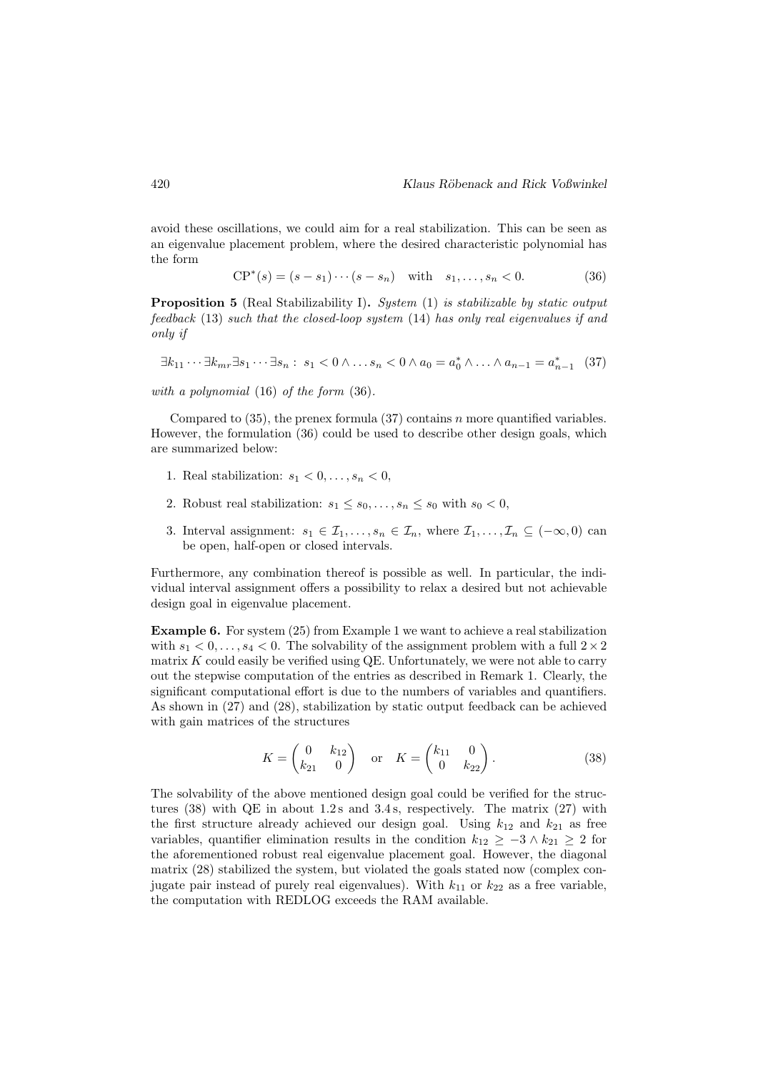avoid these oscillations, we could aim for a real stabilization. This can be seen as an eigenvalue placement problem, where the desired characteristic polynomial has the form

$$\mathrm{CP}^*(s) = (s - s_1) \cdots (s - s_n) \quad \text{with} \quad s_1, \ldots, s_n < 0. \tag{36}$$

**Proposition 5** (Real Stabilizability I)**.** *System* (1) *is stabilizable by static output feedback* (13) *such that the closed-loop system* (14) *has only real eigenvalues if and only if*

$$\exists k_{11} \cdots \exists k_{mr} \exists s_1 \cdots \exists s_n : \; s_1 < 0 \wedge \ldots s_n < 0 \wedge a_0 = a_0^* \wedge \ldots \wedge a_{n-1} = a_{n-1}^* \tag{37}$$

*with a polynomial* (16) *of the form* (36)*.*

Compared to (35), the prenex formula (37) contains $n$ more quantified variables. However, the formulation (36) could be used to describe other design goals, which are summarized below:

1. Real stabilization: $s_1 < 0, \ldots, s_n < 0$,
2. Robust real stabilization: $s_1 \leq s_0, \ldots, s_n \leq s_0$ with $s_0 < 0$,
3. Interval assignment: $s_1 \in \mathcal{I}_1, \ldots, s_n \in \mathcal{I}_n$, where $\mathcal{I}_1, \ldots, \mathcal{I}_n \subseteq (-\infty, 0)$ can be open, half-open or closed intervals.

Furthermore, any combination thereof is possible as well. In particular, the individual interval assignment offers a possibility to relax a desired but not achievable design goal in eigenvalue placement.

**Example 6.** For system (25) from Example 1 we want to achieve a real stabilization with $s_1 < 0, \ldots, s_4 < 0$. The solvability of the assignment problem with a full $2 \times 2$ matrix $K$ could easily be verified using QE. Unfortunately, we were not able to carry out the stepwise computation of the entries as described in Remark 1. Clearly, the significant computational effort is due to the numbers of variables and quantifiers. As shown in (27) and (28), stabilization by static output feedback can be achieved with gain matrices of the structures

$$K = \begin{pmatrix} 0 & k_{12} \\ k_{21} & 0 \end{pmatrix} \quad \text{or} \quad K = \begin{pmatrix} k_{11} & 0 \\ 0 & k_{22} \end{pmatrix}. \tag{38}$$

The solvability of the above mentioned design goal could be verified for the structures (38) with QE in about 1.2 s and 3.4 s, respectively. The matrix (27) with the first structure already achieved our design goal. Using $k_{12}$ and $k_{21}$ as free variables, quantifier elimination results in the condition $k_{12} \geq -3 \wedge k_{21} \geq 2$ for the aforementioned robust real eigenvalue placement goal. However, the diagonal matrix (28) stabilized the system, but violated the goals stated now (complex conjugate pair instead of purely real eigenvalues). With $k_{11}$ or $k_{22}$ as a free variable, the computation with REDLOG exceeds the RAM available.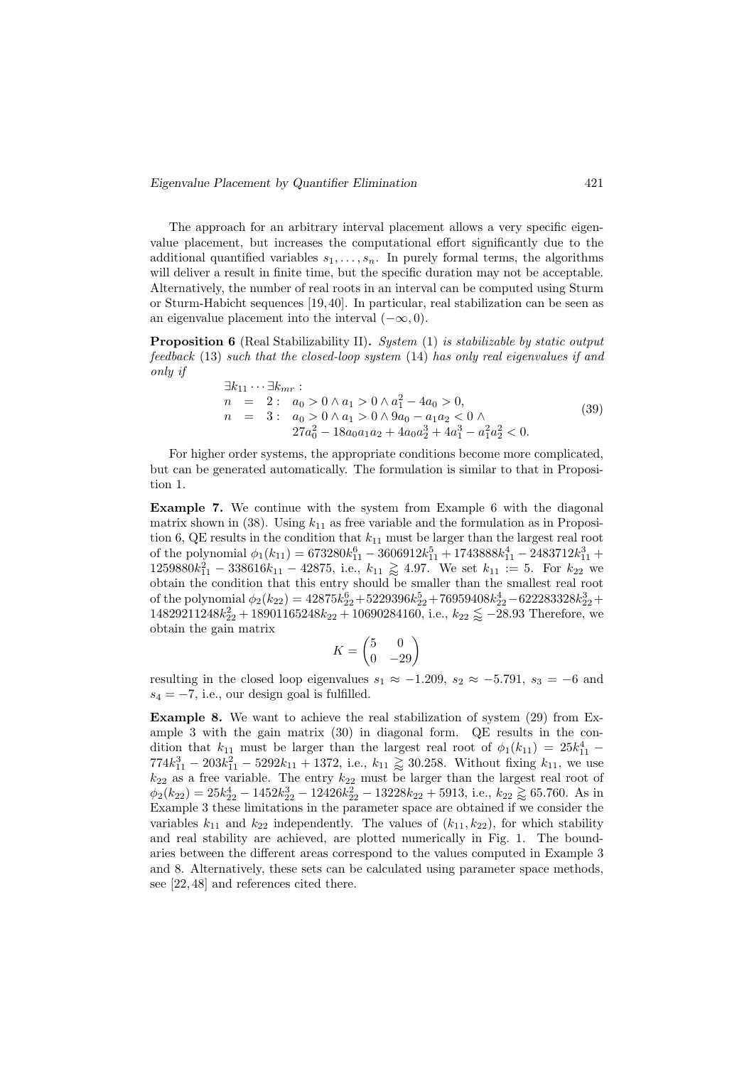The approach for an arbitrary interval placement allows a very specific eigenvalue placement, but increases the computational effort significantly due to the additional quantified variables $s_1, \ldots, s_n$. In purely formal terms, the algorithms will deliver a result in finite time, but the specific duration may not be acceptable. Alternatively, the number of real roots in an interval can be computed using Sturm or Sturm-Habicht sequences [19, 40]. In particular, real stabilization can be seen as an eigenvalue placement into the interval $(-\infty, 0)$.

**Proposition 6** (Real Stabilizability II)**.** *System* (1) *is stabilizable by static output feedback* (13) *such that the closed-loop system* (14) *has only real eigenvalues if and only if*

$$
\begin{array}{lll}
\exists k_{11} \cdots \exists k_{mr} : & & \\
n & = & 2: \quad a_0 > 0 \wedge a_1 > 0 \wedge a_1^2 - 4a_0 > 0, \\
n & = & 3: \quad a_0 > 0 \wedge a_1 > 0 \wedge 9a_0 - a_1 a_2 < 0 \wedge \\
 & & \qquad 27a_0^2 - 18a_0 a_1 a_2 + 4a_0 a_2^3 + 4a_1^3 - a_1^2 a_2^2 < 0.
\end{array}
\tag{39}
$$

For higher order systems, the appropriate conditions become more complicated, but can be generated automatically. The formulation is similar to that in Proposition 1.

**Example 7.** We continue with the system from Example 6 with the diagonal matrix shown in (38). Using $k_{11}$ as free variable and the formulation as in Proposition 6, QE results in the condition that $k_{11}$ must be larger than the largest real root of the polynomial $\phi_1(k_{11}) = 673280k_{11}^6 - 3606912k_{11}^5 + 1743888k_{11}^4 - 2483712k_{11}^3 + 1259880k_{11}^2 - 338616k_{11} - 42875$, i.e., $k_{11} \gtrapprox 4.97$. We set $k_{11} := 5$. For $k_{22}$ we obtain the condition that this entry should be smaller than the smallest real root of the polynomial $\phi_2(k_{22}) = 42875k_{22}^6 + 5229396k_{22}^5 + 76959408k_{22}^4 - 622283328k_{22}^3 + 14829211248k_{22}^2 + 18901165248k_{22} + 10690284160$, i.e., $k_{22} \lessapprox -28.93$ Therefore, we obtain the gain matrix

$$
K = \begin{pmatrix} 5 & 0 \\ 0 & -29 \end{pmatrix}
$$

resulting in the closed loop eigenvalues $s_1 \approx -1.209$, $s_2 \approx -5.791$, $s_3 = -6$ and $s_4 = -7$, i.e., our design goal is fulfilled.

**Example 8.** We want to achieve the real stabilization of system (29) from Example 3 with the gain matrix (30) in diagonal form. QE results in the condition that $k_{11}$ must be larger than the largest real root of $\phi_1(k_{11}) = 25k_{11}^4 - 774k_{11}^3 - 203k_{11}^2 - 5292k_{11} + 1372$, i.e., $k_{11} \gtrapprox 30.258$. Without fixing $k_{11}$, we use $k_{22}$ as a free variable. The entry $k_{22}$ must be larger than the largest real root of $\phi_2(k_{22}) = 25k_{22}^4 - 1452k_{22}^3 - 12426k_{22}^2 - 13228k_{22} + 5913$, i.e., $k_{22} \gtrapprox 65.760$. As in Example 3 these limitations in the parameter space are obtained if we consider the variables $k_{11}$ and $k_{22}$ independently. The values of $(k_{11}, k_{22})$, for which stability and real stability are achieved, are plotted numerically in Fig. 1. The boundaries between the different areas correspond to the values computed in Example 3 and 8. Alternatively, these sets can be calculated using parameter space methods, see [22, 48] and references cited there.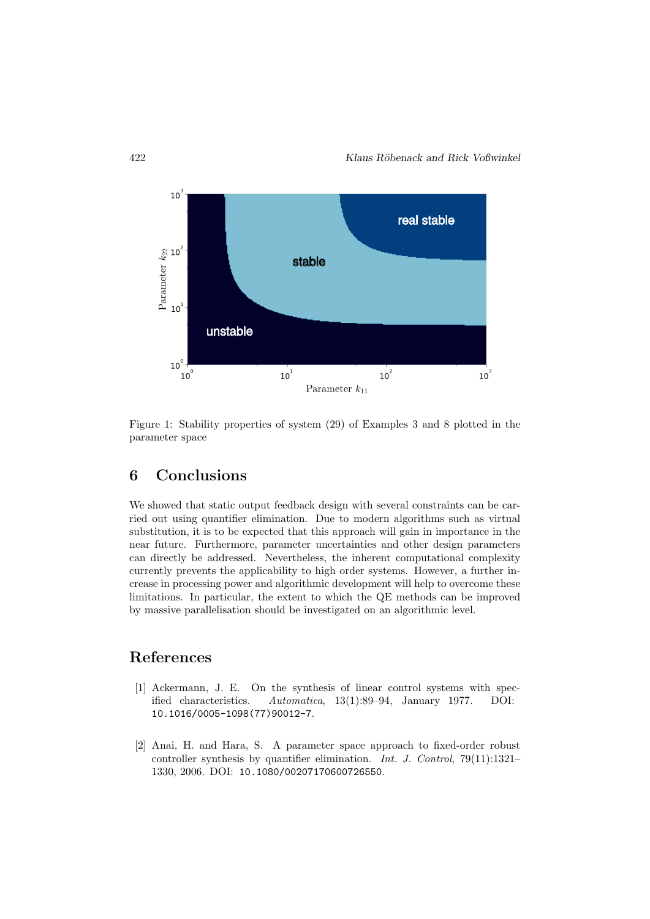Figure 1: Stability properties of system (29) of Examples 3 and 8 plotted in the parameter space

## 6 Conclusions

We showed that static output feedback design with several constraints can be carried out using quantifier elimination. Due to modern algorithms such as virtual substitution, it is to be expected that this approach will gain in importance in the near future. Furthermore, parameter uncertainties and other design parameters can directly be addressed. Nevertheless, the inherent computational complexity currently prevents the applicability to high order systems. However, a further increase in processing power and algorithmic development will help to overcome these limitations. In particular, the extent to which the QE methods can be improved by massive parallelisation should be investigated on an algorithmic level.

## References

[1] Ackermann, J. E. On the synthesis of linear control systems with specified characteristics. *Automatica*, 13(1):89–94, January 1977. DOI: `10.1016/0005-1098(77)90012-7`.

[2] Anai, H. and Hara, S. A parameter space approach to fixed-order robust controller synthesis by quantifier elimination. *Int. J. Control*, 79(11):1321–1330, 2006. DOI: `10.1080/00207170600726550`.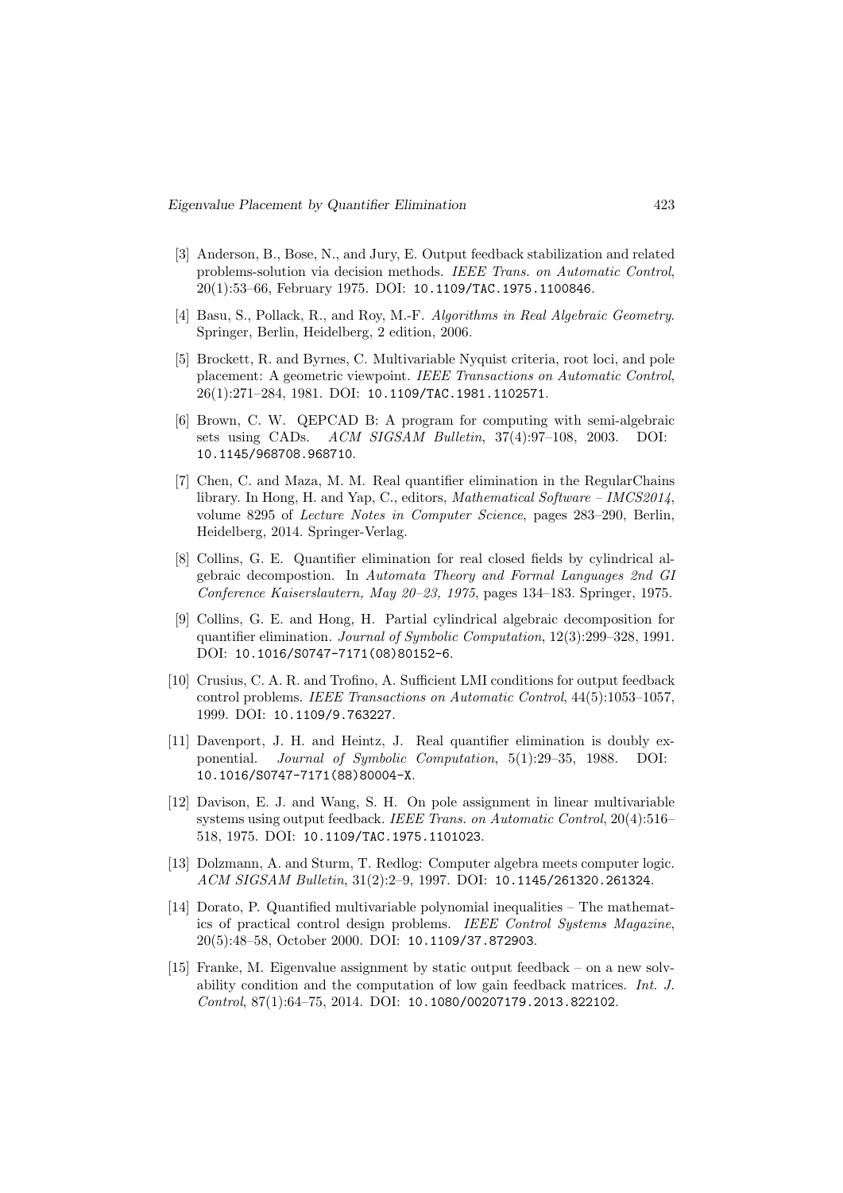[3] Anderson, B., Bose, N., and Jury, E. Output feedback stabilization and related problems-solution via decision methods. *IEEE Trans. on Automatic Control*, 20(1):53–66, February 1975. DOI: `10.1109/TAC.1975.1100846`.

[4] Basu, S., Pollack, R., and Roy, M.-F. *Algorithms in Real Algebraic Geometry*. Springer, Berlin, Heidelberg, 2 edition, 2006.

[5] Brockett, R. and Byrnes, C. Multivariable Nyquist criteria, root loci, and pole placement: A geometric viewpoint. *IEEE Transactions on Automatic Control*, 26(1):271–284, 1981. DOI: `10.1109/TAC.1981.1102571`.

[6] Brown, C. W. QEPCAD B: A program for computing with semi-algebraic sets using CADs. *ACM SIGSAM Bulletin*, 37(4):97–108, 2003. DOI: `10.1145/968708.968710`.

[7] Chen, C. and Maza, M. M. Real quantifier elimination in the RegularChains library. In Hong, H. and Yap, C., editors, *Mathematical Software – IMCS2014*, volume 8295 of *Lecture Notes in Computer Science*, pages 283–290, Berlin, Heidelberg, 2014. Springer-Verlag.

[8] Collins, G. E. Quantifier elimination for real closed fields by cylindrical algebraic decompostion. In *Automata Theory and Formal Languages 2nd GI Conference Kaiserslautern, May 20–23, 1975*, pages 134–183. Springer, 1975.

[9] Collins, G. E. and Hong, H. Partial cylindrical algebraic decomposition for quantifier elimination. *Journal of Symbolic Computation*, 12(3):299–328, 1991. DOI: `10.1016/S0747-7171(08)80152-6`.

[10] Crusius, C. A. R. and Trofino, A. Sufficient LMI conditions for output feedback control problems. *IEEE Transactions on Automatic Control*, 44(5):1053–1057, 1999. DOI: `10.1109/9.763227`.

[11] Davenport, J. H. and Heintz, J. Real quantifier elimination is doubly exponential. *Journal of Symbolic Computation*, 5(1):29–35, 1988. DOI: `10.1016/S0747-7171(88)80004-X`.

[12] Davison, E. J. and Wang, S. H. On pole assignment in linear multivariable systems using output feedback. *IEEE Trans. on Automatic Control*, 20(4):516–518, 1975. DOI: `10.1109/TAC.1975.1101023`.

[13] Dolzmann, A. and Sturm, T. Redlog: Computer algebra meets computer logic. *ACM SIGSAM Bulletin*, 31(2):2–9, 1997. DOI: `10.1145/261320.261324`.

[14] Dorato, P. Quantified multivariable polynomial inequalities – The mathematics of practical control design problems. *IEEE Control Systems Magazine*, 20(5):48–58, October 2000. DOI: `10.1109/37.872903`.

[15] Franke, M. Eigenvalue assignment by static output feedback – on a new solvability condition and the computation of low gain feedback matrices. *Int. J. Control*, 87(1):64–75, 2014. DOI: `10.1080/00207179.2013.822102`.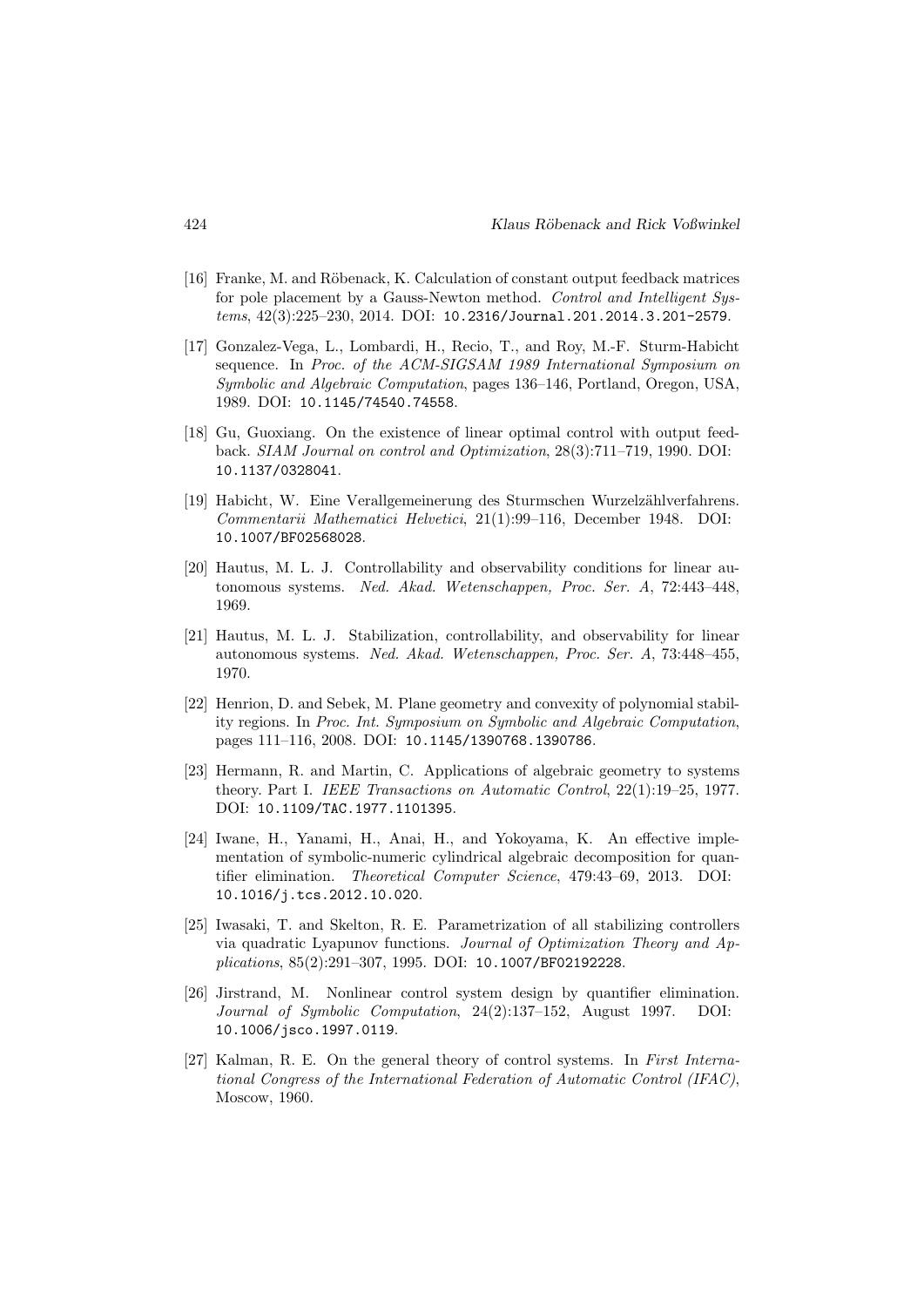[16] Franke, M. and Röbenack, K. Calculation of constant output feedback matrices for pole placement by a Gauss-Newton method. *Control and Intelligent Systems*, 42(3):225–230, 2014. DOI: 10.2316/Journal.201.2014.3.201-2579.

[17] Gonzalez-Vega, L., Lombardi, H., Recio, T., and Roy, M.-F. Sturm-Habicht sequence. In *Proc. of the ACM-SIGSAM 1989 International Symposium on Symbolic and Algebraic Computation*, pages 136–146, Portland, Oregon, USA, 1989. DOI: 10.1145/74540.74558.

[18] Gu, Guoxiang. On the existence of linear optimal control with output feedback. *SIAM Journal on control and Optimization*, 28(3):711–719, 1990. DOI: 10.1137/0328041.

[19] Habicht, W. Eine Verallgemeinerung des Sturmschen Wurzelzählverfahrens. *Commentarii Mathematici Helvetici*, 21(1):99–116, December 1948. DOI: 10.1007/BF02568028.

[20] Hautus, M. L. J. Controllability and observability conditions for linear autonomous systems. *Ned. Akad. Wetenschappen, Proc. Ser. A*, 72:443–448, 1969.

[21] Hautus, M. L. J. Stabilization, controllability, and observability for linear autonomous systems. *Ned. Akad. Wetenschappen, Proc. Ser. A*, 73:448–455, 1970.

[22] Henrion, D. and Sebek, M. Plane geometry and convexity of polynomial stability regions. In *Proc. Int. Symposium on Symbolic and Algebraic Computation*, pages 111–116, 2008. DOI: 10.1145/1390768.1390786.

[23] Hermann, R. and Martin, C. Applications of algebraic geometry to systems theory. Part I. *IEEE Transactions on Automatic Control*, 22(1):19–25, 1977. DOI: 10.1109/TAC.1977.1101395.

[24] Iwane, H., Yanami, H., Anai, H., and Yokoyama, K. An effective implementation of symbolic-numeric cylindrical algebraic decomposition for quantifier elimination. *Theoretical Computer Science*, 479:43–69, 2013. DOI: 10.1016/j.tcs.2012.10.020.

[25] Iwasaki, T. and Skelton, R. E. Parametrization of all stabilizing controllers via quadratic Lyapunov functions. *Journal of Optimization Theory and Applications*, 85(2):291–307, 1995. DOI: 10.1007/BF02192228.

[26] Jirstrand, M. Nonlinear control system design by quantifier elimination. *Journal of Symbolic Computation*, 24(2):137–152, August 1997. DOI: 10.1006/jsco.1997.0119.

[27] Kalman, R. E. On the general theory of control systems. In *First International Congress of the International Federation of Automatic Control (IFAC)*, Moscow, 1960.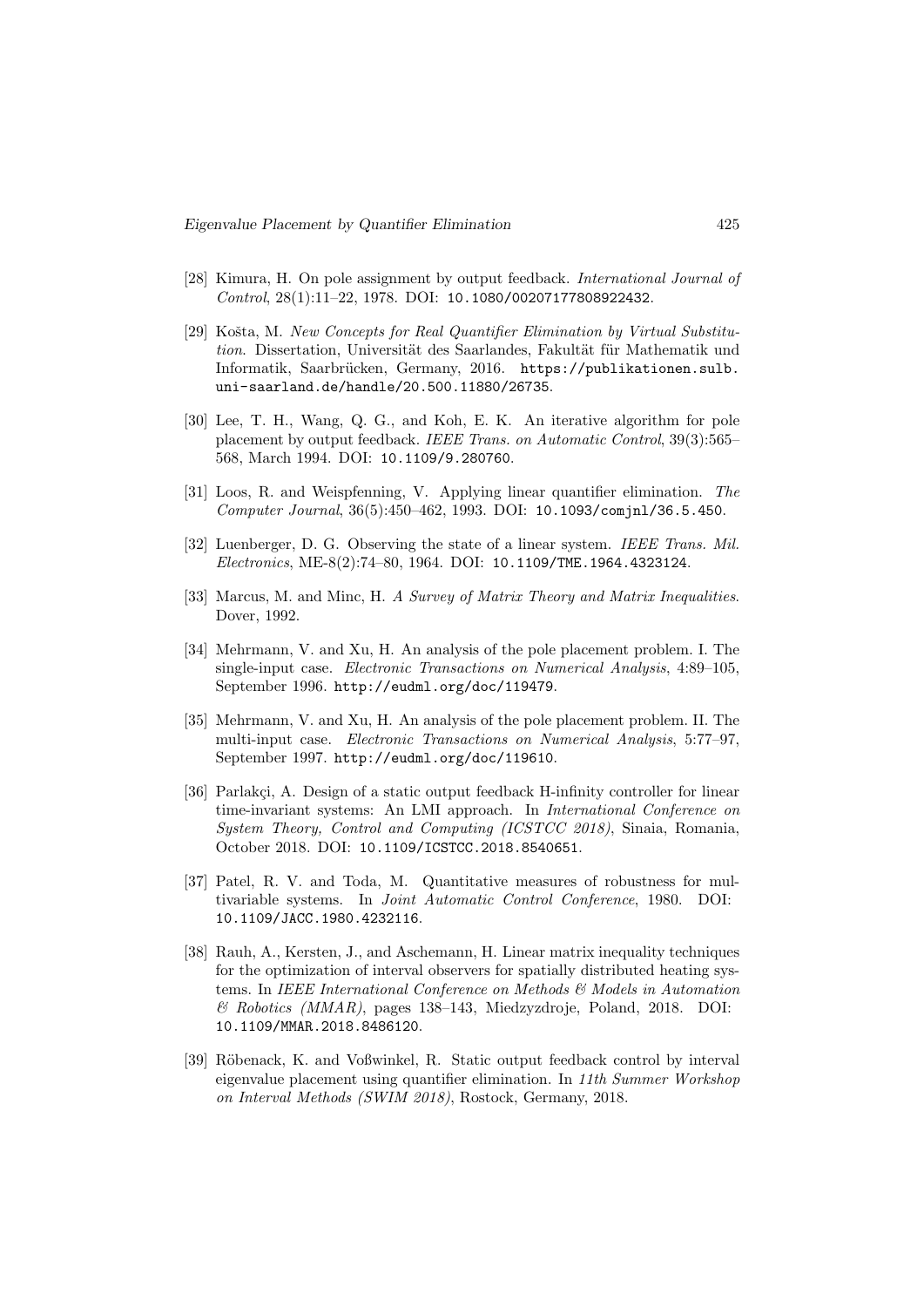[28] Kimura, H. On pole assignment by output feedback. *International Journal of Control*, 28(1):11–22, 1978. DOI: `10.1080/00207177808922432`.

[29] Košta, M. *New Concepts for Real Quantifier Elimination by Virtual Substitution*. Dissertation, Universität des Saarlandes, Fakultät für Mathematik und Informatik, Saarbrücken, Germany, 2016. `https://publikationen.sulb.uni-saarland.de/handle/20.500.11880/26735`.

[30] Lee, T. H., Wang, Q. G., and Koh, E. K. An iterative algorithm for pole placement by output feedback. *IEEE Trans. on Automatic Control*, 39(3):565–568, March 1994. DOI: `10.1109/9.280760`.

[31] Loos, R. and Weispfenning, V. Applying linear quantifier elimination. *The Computer Journal*, 36(5):450–462, 1993. DOI: `10.1093/comjnl/36.5.450`.

[32] Luenberger, D. G. Observing the state of a linear system. *IEEE Trans. Mil. Electronics*, ME-8(2):74–80, 1964. DOI: `10.1109/TME.1964.4323124`.

[33] Marcus, M. and Minc, H. *A Survey of Matrix Theory and Matrix Inequalities*. Dover, 1992.

[34] Mehrmann, V. and Xu, H. An analysis of the pole placement problem. I. The single-input case. *Electronic Transactions on Numerical Analysis*, 4:89–105, September 1996. `http://eudml.org/doc/119479`.

[35] Mehrmann, V. and Xu, H. An analysis of the pole placement problem. II. The multi-input case. *Electronic Transactions on Numerical Analysis*, 5:77–97, September 1997. `http://eudml.org/doc/119610`.

[36] Parlakçi, A. Design of a static output feedback H-infinity controller for linear time-invariant systems: An LMI approach. In *International Conference on System Theory, Control and Computing (ICSTCC 2018)*, Sinaia, Romania, October 2018. DOI: `10.1109/ICSTCC.2018.8540651`.

[37] Patel, R. V. and Toda, M. Quantitative measures of robustness for multivariable systems. In *Joint Automatic Control Conference*, 1980. DOI: `10.1109/JACC.1980.4232116`.

[38] Rauh, A., Kersten, J., and Aschemann, H. Linear matrix inequality techniques for the optimization of interval observers for spatially distributed heating systems. In *IEEE International Conference on Methods & Models in Automation & Robotics (MMAR)*, pages 138–143, Miedzyzdroje, Poland, 2018. DOI: `10.1109/MMAR.2018.8486120`.

[39] Röbenack, K. and Voßwinkel, R. Static output feedback control by interval eigenvalue placement using quantifier elimination. In *11th Summer Workshop on Interval Methods (SWIM 2018)*, Rostock, Germany, 2018.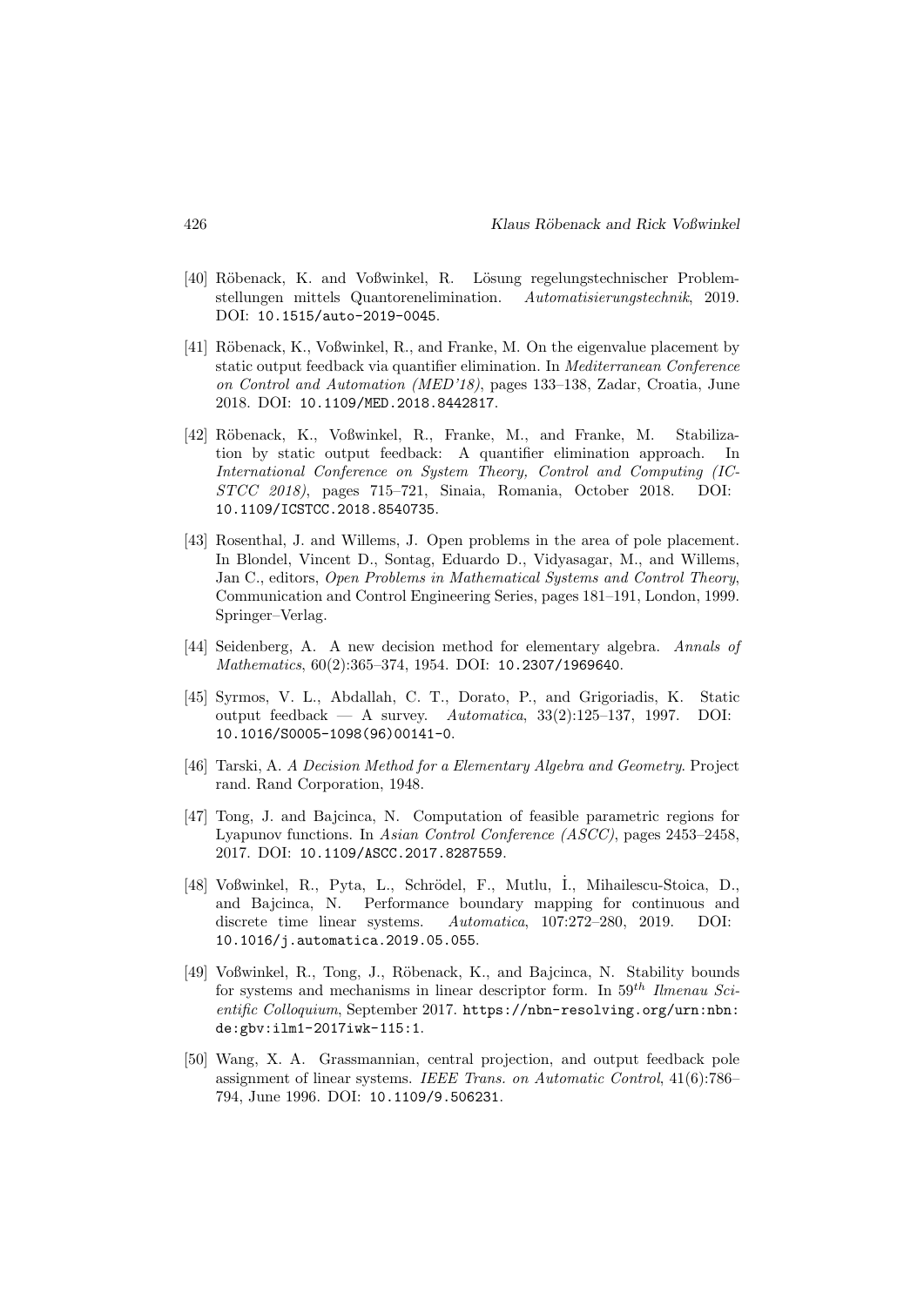[40] Röbenack, K. and Voßwinkel, R. Lösung regelungstechnischer Problemstellungen mittels Quantorenelimination. *Automatisierungstechnik*, 2019. DOI: 10.1515/auto-2019-0045.

[41] Röbenack, K., Voßwinkel, R., and Franke, M. On the eigenvalue placement by static output feedback via quantifier elimination. In *Mediterranean Conference on Control and Automation (MED'18)*, pages 133–138, Zadar, Croatia, June 2018. DOI: 10.1109/MED.2018.8442817.

[42] Röbenack, K., Voßwinkel, R., Franke, M., and Franke, M. Stabilization by static output feedback: A quantifier elimination approach. In *International Conference on System Theory, Control and Computing (ICSTCC 2018)*, pages 715–721, Sinaia, Romania, October 2018. DOI: 10.1109/ICSTCC.2018.8540735.

[43] Rosenthal, J. and Willems, J. Open problems in the area of pole placement. In Blondel, Vincent D., Sontag, Eduardo D., Vidyasagar, M., and Willems, Jan C., editors, *Open Problems in Mathematical Systems and Control Theory*, Communication and Control Engineering Series, pages 181–191, London, 1999. Springer–Verlag.

[44] Seidenberg, A. A new decision method for elementary algebra. *Annals of Mathematics*, 60(2):365–374, 1954. DOI: 10.2307/1969640.

[45] Syrmos, V. L., Abdallah, C. T., Dorato, P., and Grigoriadis, K. Static output feedback — A survey. *Automatica*, 33(2):125–137, 1997. DOI: 10.1016/S0005-1098(96)00141-0.

[46] Tarski, A. *A Decision Method for a Elementary Algebra and Geometry*. Project rand. Rand Corporation, 1948.

[47] Tong, J. and Bajcinca, N. Computation of feasible parametric regions for Lyapunov functions. In *Asian Control Conference (ASCC)*, pages 2453–2458, 2017. DOI: 10.1109/ASCC.2017.8287559.

[48] Voßwinkel, R., Pyta, L., Schrödel, F., Mutlu, İ., Mihailescu-Stoica, D., and Bajcinca, N. Performance boundary mapping for continuous and discrete time linear systems. *Automatica*, 107:272–280, 2019. DOI: 10.1016/j.automatica.2019.05.055.

[49] Voßwinkel, R., Tong, J., Röbenack, K., and Bajcinca, N. Stability bounds for systems and mechanisms in linear descriptor form. In $59^{th}$ *Ilmenau Scientific Colloquium*, September 2017. https://nbn-resolving.org/urn:nbn:de:gbv:ilm1-2017iwk-115:1.

[50] Wang, X. A. Grassmannian, central projection, and output feedback pole assignment of linear systems. *IEEE Trans. on Automatic Control*, 41(6):786–794, June 1996. DOI: 10.1109/9.506231.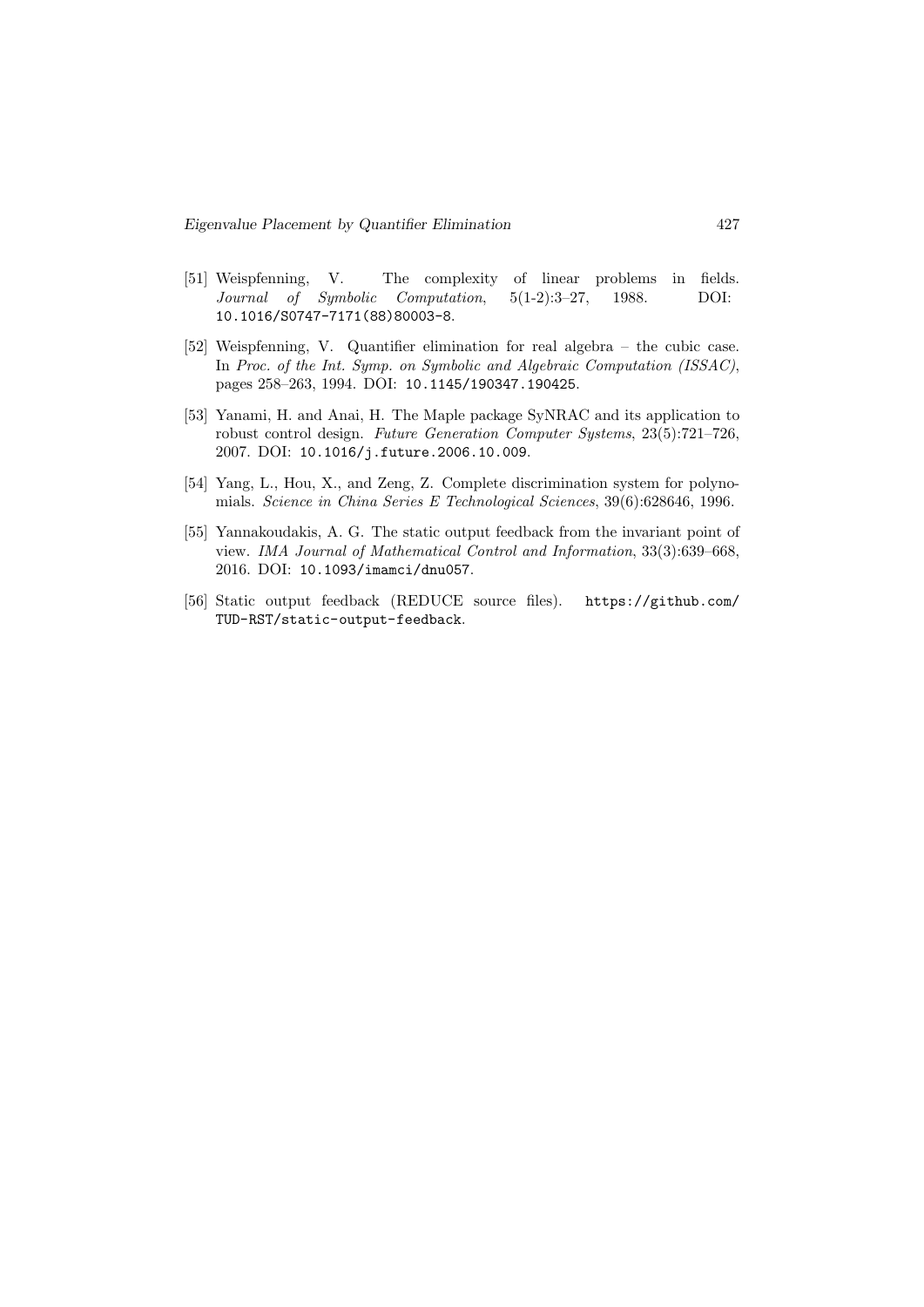[51] Weispfenning, V. The complexity of linear problems in fields. *Journal of Symbolic Computation*, 5(1-2):3–27, 1988. DOI: 10.1016/S0747-7171(88)80003-8.

[52] Weispfenning, V. Quantifier elimination for real algebra – the cubic case. In *Proc. of the Int. Symp. on Symbolic and Algebraic Computation (ISSAC)*, pages 258–263, 1994. DOI: 10.1145/190347.190425.

[53] Yanami, H. and Anai, H. The Maple package SyNRAC and its application to robust control design. *Future Generation Computer Systems*, 23(5):721–726, 2007. DOI: 10.1016/j.future.2006.10.009.

[54] Yang, L., Hou, X., and Zeng, Z. Complete discrimination system for polynomials. *Science in China Series E Technological Sciences*, 39(6):628646, 1996.

[55] Yannakoudakis, A. G. The static output feedback from the invariant point of view. *IMA Journal of Mathematical Control and Information*, 33(3):639–668, 2016. DOI: 10.1093/imamci/dnu057.

[56] Static output feedback (REDUCE source files). https://github.com/TUD-RST/static-output-feedback.